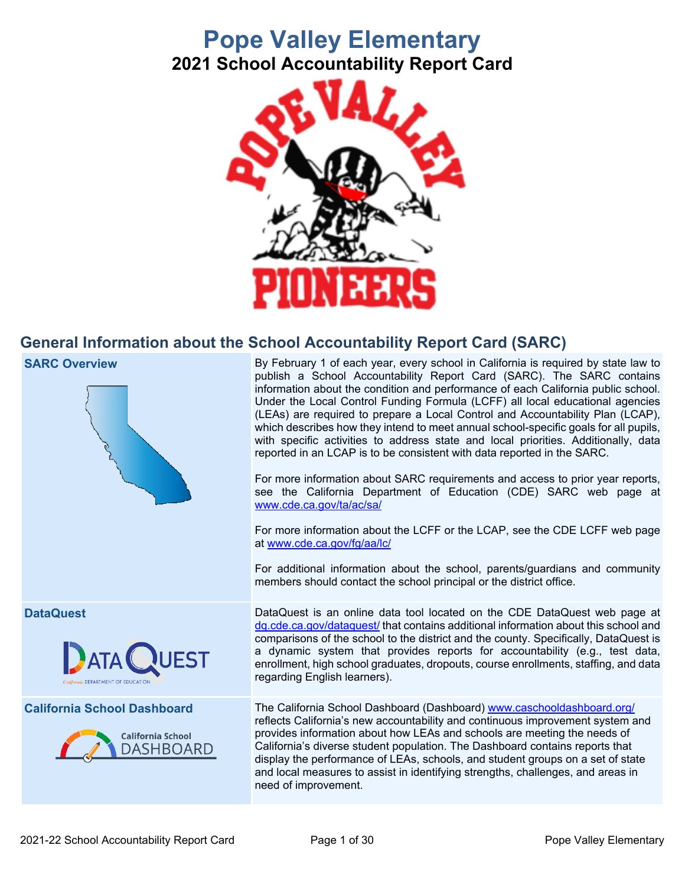# Pope Valley Elementary

## 2021 School Accountability Report Card

## General Information about the School Accountability Report Card (SARC)

| | |
|---|---|
| **SARC Overview** | By February 1 of each year, every school in California is required by state law to publish a School Accountability Report Card (SARC). The SARC contains information about the condition and performance of each California public school. Under the Local Control Funding Formula (LCFF) all local educational agencies (LEAs) are required to prepare a Local Control and Accountability Plan (LCAP), which describes how they intend to meet annual school-specific goals for all pupils, with specific activities to address state and local priorities. Additionally, data reported in an LCAP is to be consistent with data reported in the SARC.<br><br>For more information about SARC requirements and access to prior year reports, see the California Department of Education (CDE) SARC web page at www.cde.ca.gov/ta/ac/sa/<br><br>For more information about the LCFF or the LCAP, see the CDE LCFF web page at www.cde.ca.gov/fg/aa/lc/<br><br>For additional information about the school, parents/guardians and community members should contact the school principal or the district office. |
| **DataQuest** | DataQuest is an online data tool located on the CDE DataQuest web page at dq.cde.ca.gov/dataquest/ that contains additional information about this school and comparisons of the school to the district and the county. Specifically, DataQuest is a dynamic system that provides reports for accountability (e.g., test data, enrollment, high school graduates, dropouts, course enrollments, staffing, and data regarding English learners). |
| **California School Dashboard** | The California School Dashboard (Dashboard) www.caschooldashboard.org/ reflects California's new accountability and continuous improvement system and provides information about how LEAs and schools are meeting the needs of California's diverse student population. The Dashboard contains reports that display the performance of LEAs, schools, and student groups on a set of state and local measures to assist in identifying strengths, challenges, and areas in need of improvement. |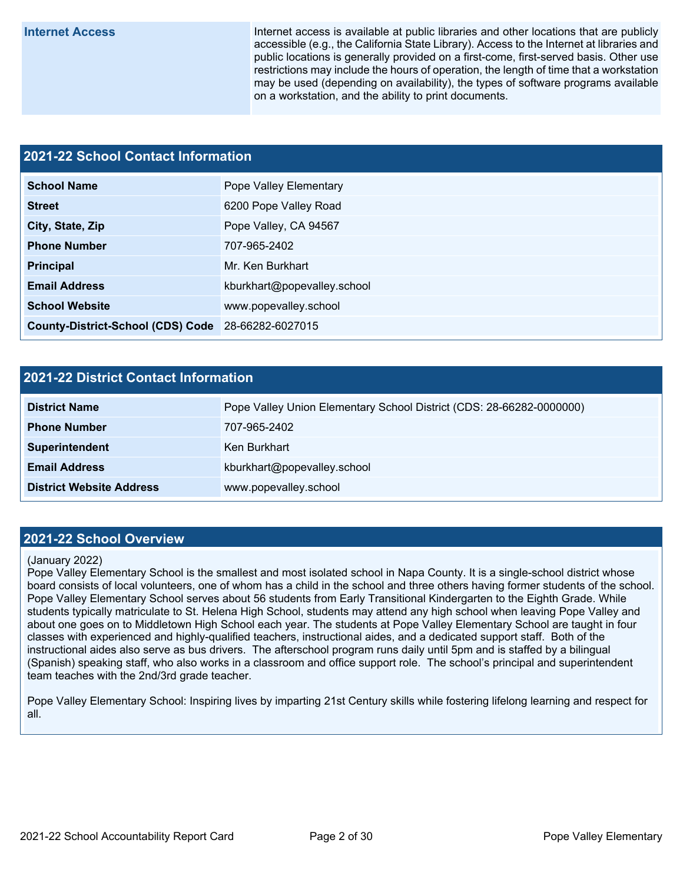| Internet Access | Internet access is available at public libraries and other locations that are publicly accessible (e.g., the California State Library). Access to the Internet at libraries and public locations is generally provided on a first-come, first-served basis. Other use restrictions may include the hours of operation, the length of time that a workstation may be used (depending on availability), the types of software programs available on a workstation, and the ability to print documents. |
|---|---|

## 2021-22 School Contact Information

| | |
|---|---|
| **School Name** | Pope Valley Elementary |
| **Street** | 6200 Pope Valley Road |
| **City, State, Zip** | Pope Valley, CA 94567 |
| **Phone Number** | 707-965-2402 |
| **Principal** | Mr. Ken Burkhart |
| **Email Address** | kburkhart@popevalley.school |
| **School Website** | www.popevalley.school |
| **County-District-School (CDS) Code** | 28-66282-6027015 |

## 2021-22 District Contact Information

| | |
|---|---|
| **District Name** | Pope Valley Union Elementary School District (CDS: 28-66282-0000000) |
| **Phone Number** | 707-965-2402 |
| **Superintendent** | Ken Burkhart |
| **Email Address** | kburkhart@popevalley.school |
| **District Website Address** | www.popevalley.school |

## 2021-22 School Overview

(January 2022)
Pope Valley Elementary School is the smallest and most isolated school in Napa County. It is a single-school district whose board consists of local volunteers, one of whom has a child in the school and three others having former students of the school. Pope Valley Elementary School serves about 56 students from Early Transitional Kindergarten to the Eighth Grade. While students typically matriculate to St. Helena High School, students may attend any high school when leaving Pope Valley and about one goes on to Middletown High School each year. The students at Pope Valley Elementary School are taught in four classes with experienced and highly-qualified teachers, instructional aides, and a dedicated support staff. Both of the instructional aides also serve as bus drivers. The afterschool program runs daily until 5pm and is staffed by a bilingual (Spanish) speaking staff, who also works in a classroom and office support role. The school's principal and superintendent team teaches with the 2nd/3rd grade teacher.

Pope Valley Elementary School: Inspiring lives by imparting 21st Century skills while fostering lifelong learning and respect for all.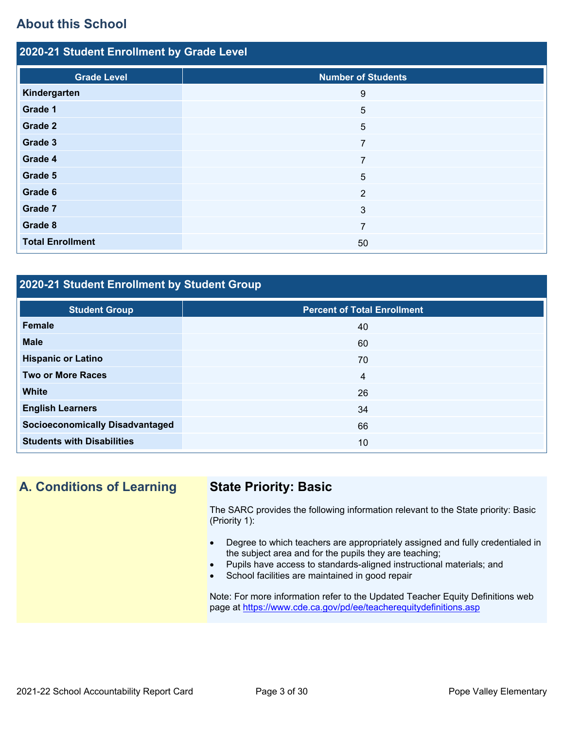## About this School

### 2020-21 Student Enrollment by Grade Level

| Grade Level | Number of Students |
|---|---|
| **Kindergarten** | 9 |
| **Grade 1** | 5 |
| **Grade 2** | 5 |
| **Grade 3** | 7 |
| **Grade 4** | 7 |
| **Grade 5** | 5 |
| **Grade 6** | 2 |
| **Grade 7** | 3 |
| **Grade 8** | 7 |
| **Total Enrollment** | 50 |

### 2020-21 Student Enrollment by Student Group

| Student Group | Percent of Total Enrollment |
|---|---|
| **Female** | 40 |
| **Male** | 60 |
| **Hispanic or Latino** | 70 |
| **Two or More Races** | 4 |
| **White** | 26 |
| **English Learners** | 34 |
| **Socioeconomically Disadvantaged** | 66 |
| **Students with Disabilities** | 10 |

## A. Conditions of Learning

### State Priority: Basic

The SARC provides the following information relevant to the State priority: Basic (Priority 1):

- Degree to which teachers are appropriately assigned and fully credentialed in the subject area and for the pupils they are teaching;
- Pupils have access to standards-aligned instructional materials; and
- School facilities are maintained in good repair

Note: For more information refer to the Updated Teacher Equity Definitions web page at https://www.cde.ca.gov/pd/ee/teacherequitydefinitions.asp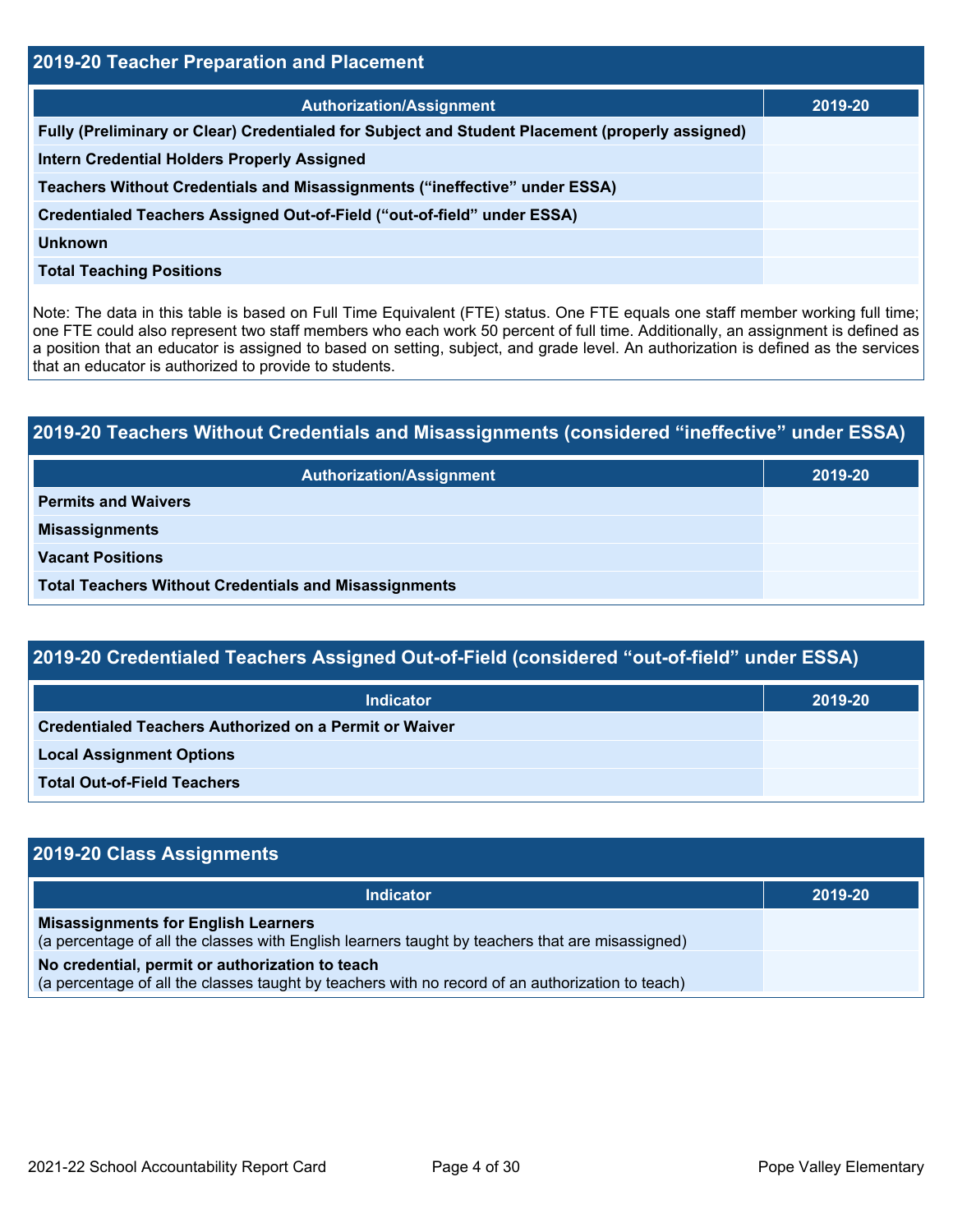## 2019-20 Teacher Preparation and Placement

| Authorization/Assignment | 2019-20 |
| --- | --- |
| Fully (Preliminary or Clear) Credentialed for Subject and Student Placement (properly assigned) | |
| Intern Credential Holders Properly Assigned | |
| Teachers Without Credentials and Misassignments ("ineffective" under ESSA) | |
| Credentialed Teachers Assigned Out-of-Field ("out-of-field" under ESSA) | |
| Unknown | |
| Total Teaching Positions | |

Note: The data in this table is based on Full Time Equivalent (FTE) status. One FTE equals one staff member working full time; one FTE could also represent two staff members who each work 50 percent of full time. Additionally, an assignment is defined as a position that an educator is assigned to based on setting, subject, and grade level. An authorization is defined as the services that an educator is authorized to provide to students.

## 2019-20 Teachers Without Credentials and Misassignments (considered "ineffective" under ESSA)

| Authorization/Assignment | 2019-20 |
| --- | --- |
| Permits and Waivers | |
| Misassignments | |
| Vacant Positions | |
| Total Teachers Without Credentials and Misassignments | |

## 2019-20 Credentialed Teachers Assigned Out-of-Field (considered "out-of-field" under ESSA)

| Indicator | 2019-20 |
| --- | --- |
| Credentialed Teachers Authorized on a Permit or Waiver | |
| Local Assignment Options | |
| Total Out-of-Field Teachers | |

## 2019-20 Class Assignments

| Indicator | 2019-20 |
| --- | --- |
| **Misassignments for English Learners** (a percentage of all the classes with English learners taught by teachers that are misassigned) | |
| **No credential, permit or authorization to teach** (a percentage of all the classes taught by teachers with no record of an authorization to teach) | |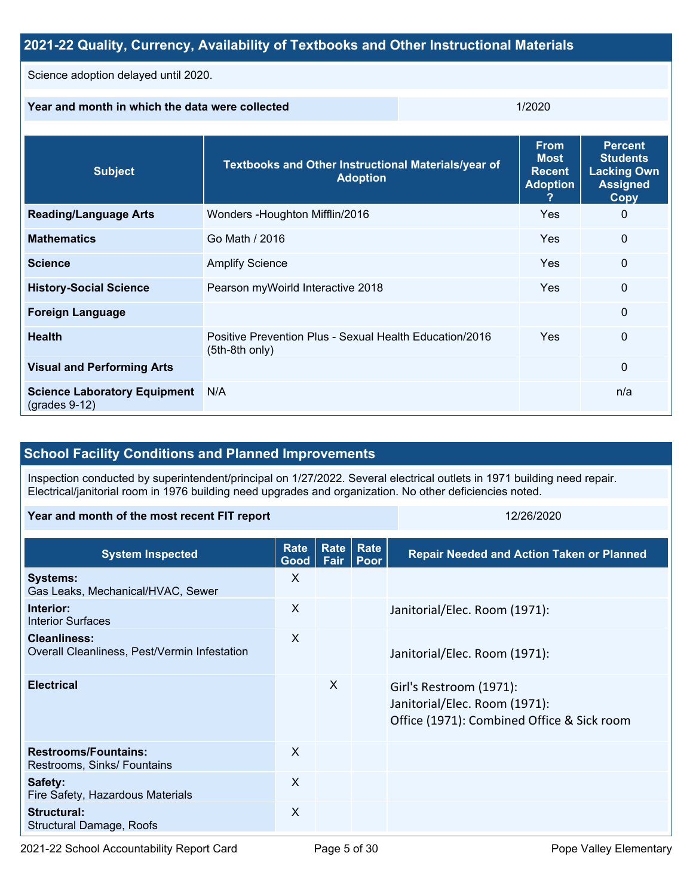## 2021-22 Quality, Currency, Availability of Textbooks and Other Instructional Materials

Science adoption delayed until 2020.

| Year and month in which the data were collected | 1/2020 |
|---|---|

| Subject | Textbooks and Other Instructional Materials/year of Adoption | From Most Recent Adoption ? | Percent Students Lacking Own Assigned Copy |
|---|---|---|---|
| **Reading/Language Arts** | Wonders -Houghton Mifflin/2016 | Yes | 0 |
| **Mathematics** | Go Math / 2016 | Yes | 0 |
| **Science** | Amplify Science | Yes | 0 |
| **History-Social Science** | Pearson myWoirld Interactive 2018 | Yes | 0 |
| **Foreign Language** | | | 0 |
| **Health** | Positive Prevention Plus - Sexual Health Education/2016 (5th-8th only) | Yes | 0 |
| **Visual and Performing Arts** | | | 0 |
| **Science Laboratory Equipment** (grades 9-12) | N/A | | n/a |

## School Facility Conditions and Planned Improvements

Inspection conducted by superintendent/principal on 1/27/2022. Several electrical outlets in 1971 building need repair. Electrical/janitorial room in 1976 building need upgrades and organization. No other deficiencies noted.

| Year and month of the most recent FIT report | 12/26/2020 |
|---|---|

| System Inspected | Rate Good | Rate Fair | Rate Poor | Repair Needed and Action Taken or Planned |
|---|---|---|---|---|
| **Systems:** Gas Leaks, Mechanical/HVAC, Sewer | X | | | |
| **Interior:** Interior Surfaces | X | | | Janitorial/Elec. Room (1971): |
| **Cleanliness:** Overall Cleanliness, Pest/Vermin Infestation | X | | | Janitorial/Elec. Room (1971): |
| **Electrical** | | X | | Girl's Restroom (1971): Janitorial/Elec. Room (1971): Office (1971): Combined Office & Sick room |
| **Restrooms/Fountains:** Restrooms, Sinks/ Fountains | X | | | |
| **Safety:** Fire Safety, Hazardous Materials | X | | | |
| **Structural:** Structural Damage, Roofs | X | | | |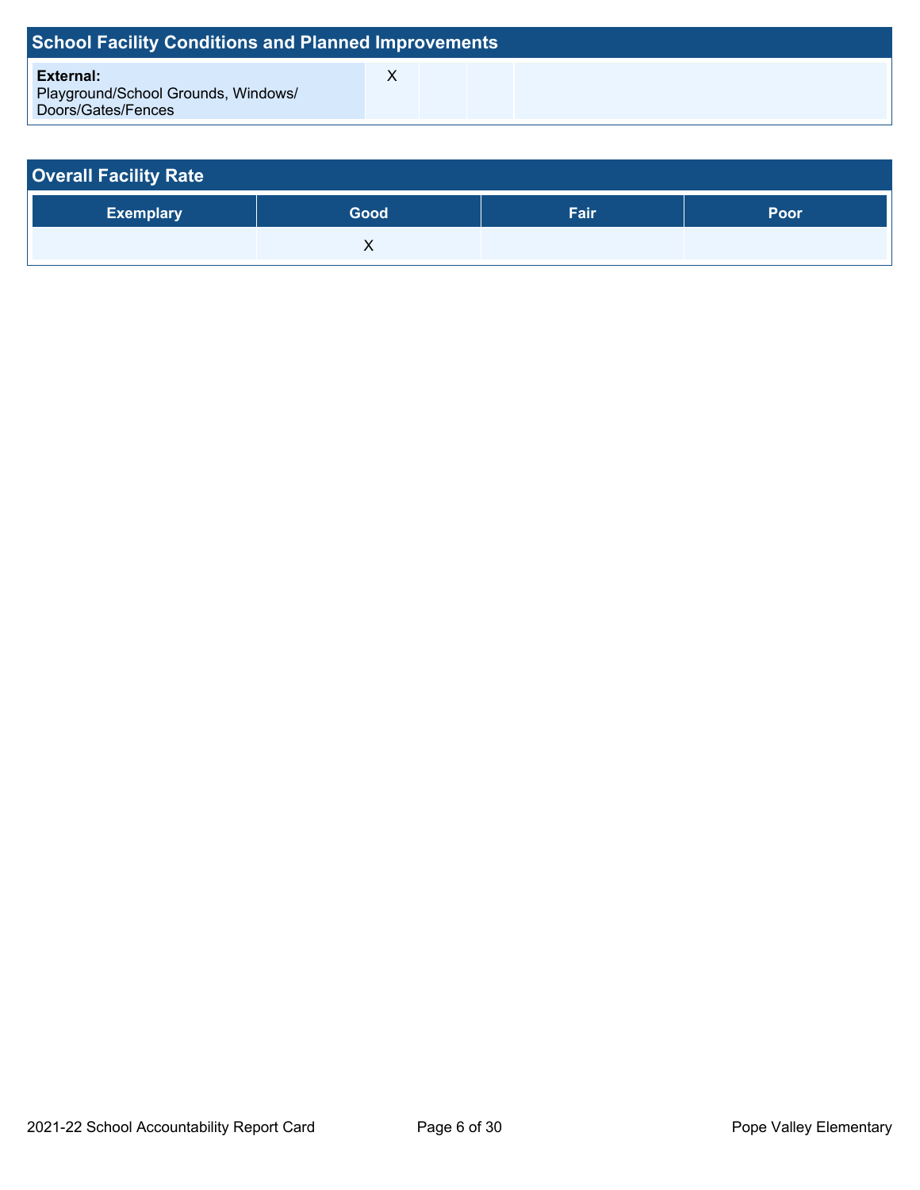## School Facility Conditions and Planned Improvements

| | | | | |
|---|---|---|---|---|
| **External:** Playground/School Grounds, Windows/ Doors/Gates/Fences | X | | | |

## Overall Facility Rate

| Exemplary | Good | Fair | Poor |
|---|---|---|---|
| | X | | |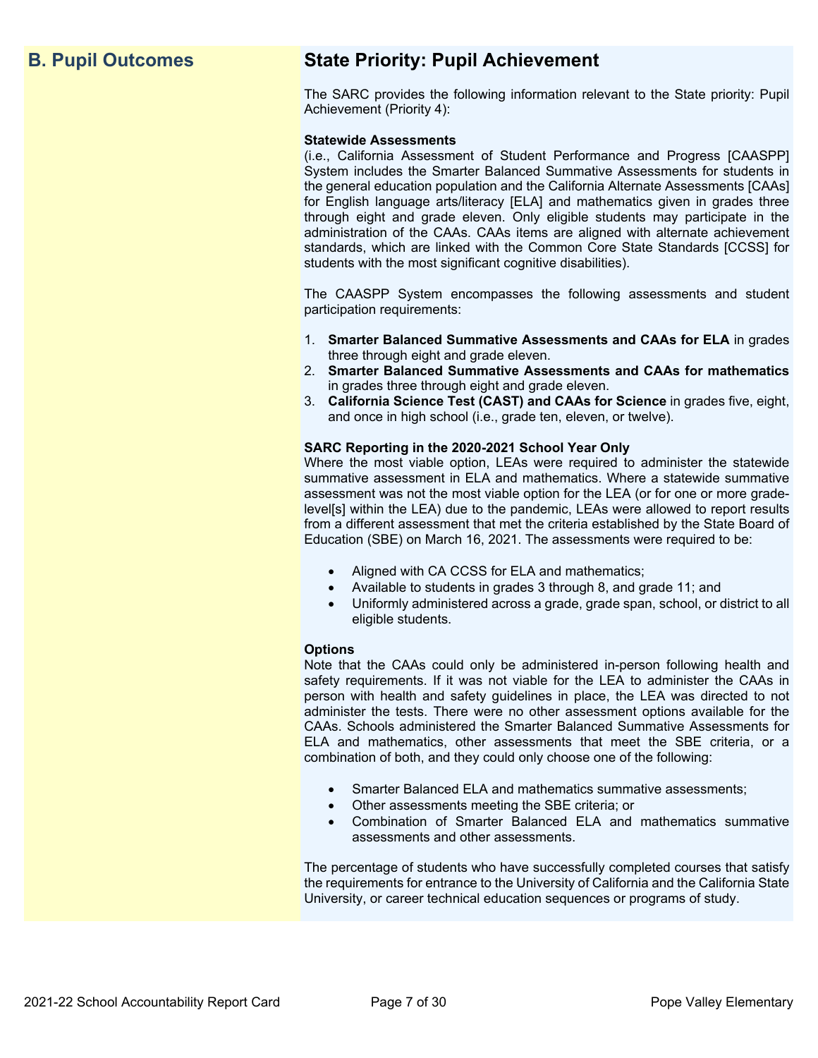## B. Pupil Outcomes

## State Priority: Pupil Achievement

The SARC provides the following information relevant to the State priority: Pupil Achievement (Priority 4):

**Statewide Assessments**
(i.e., California Assessment of Student Performance and Progress [CAASPP] System includes the Smarter Balanced Summative Assessments for students in the general education population and the California Alternate Assessments [CAAs] for English language arts/literacy [ELA] and mathematics given in grades three through eight and grade eleven. Only eligible students may participate in the administration of the CAAs. CAAs items are aligned with alternate achievement standards, which are linked with the Common Core State Standards [CCSS] for students with the most significant cognitive disabilities).

The CAASPP System encompasses the following assessments and student participation requirements:

1. **Smarter Balanced Summative Assessments and CAAs for ELA** in grades three through eight and grade eleven.
2. **Smarter Balanced Summative Assessments and CAAs for mathematics** in grades three through eight and grade eleven.
3. **California Science Test (CAST) and CAAs for Science** in grades five, eight, and once in high school (i.e., grade ten, eleven, or twelve).

**SARC Reporting in the 2020-2021 School Year Only**
Where the most viable option, LEAs were required to administer the statewide summative assessment in ELA and mathematics. Where a statewide summative assessment was not the most viable option for the LEA (or for one or more grade-level[s] within the LEA) due to the pandemic, LEAs were allowed to report results from a different assessment that met the criteria established by the State Board of Education (SBE) on March 16, 2021. The assessments were required to be:

- Aligned with CA CCSS for ELA and mathematics;
- Available to students in grades 3 through 8, and grade 11; and
- Uniformly administered across a grade, grade span, school, or district to all eligible students.

**Options**
Note that the CAAs could only be administered in-person following health and safety requirements. If it was not viable for the LEA to administer the CAAs in person with health and safety guidelines in place, the LEA was directed to not administer the tests. There were no other assessment options available for the CAAs. Schools administered the Smarter Balanced Summative Assessments for ELA and mathematics, other assessments that meet the SBE criteria, or a combination of both, and they could only choose one of the following:

- Smarter Balanced ELA and mathematics summative assessments;
- Other assessments meeting the SBE criteria; or
- Combination of Smarter Balanced ELA and mathematics summative assessments and other assessments.

The percentage of students who have successfully completed courses that satisfy the requirements for entrance to the University of California and the California State University, or career technical education sequences or programs of study.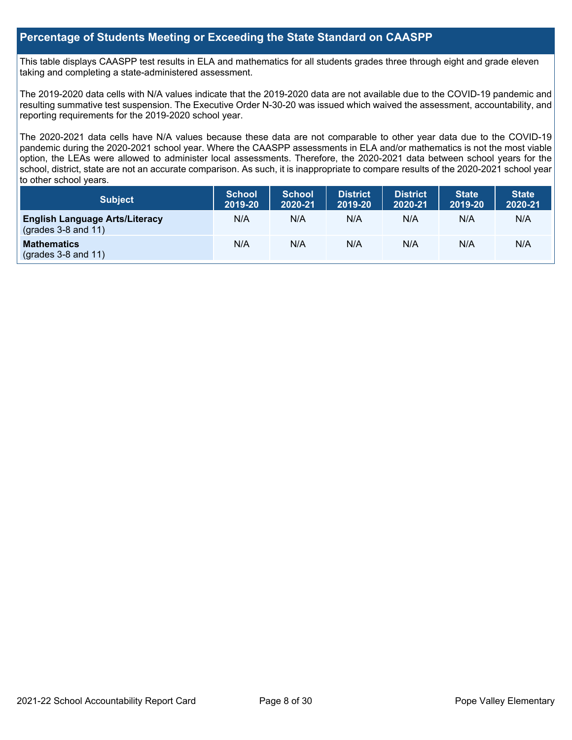## Percentage of Students Meeting or Exceeding the State Standard on CAASPP

This table displays CAASPP test results in ELA and mathematics for all students grades three through eight and grade eleven taking and completing a state-administered assessment.

The 2019-2020 data cells with N/A values indicate that the 2019-2020 data are not available due to the COVID-19 pandemic and resulting summative test suspension. The Executive Order N-30-20 was issued which waived the assessment, accountability, and reporting requirements for the 2019-2020 school year.

The 2020-2021 data cells have N/A values because these data are not comparable to other year data due to the COVID-19 pandemic during the 2020-2021 school year. Where the CAASPP assessments in ELA and/or mathematics is not the most viable option, the LEAs were allowed to administer local assessments. Therefore, the 2020-2021 data between school years for the school, district, state are not an accurate comparison. As such, it is inappropriate to compare results of the 2020-2021 school year to other school years.

| Subject | School 2019-20 | School 2020-21 | District 2019-20 | District 2020-21 | State 2019-20 | State 2020-21 |
|---|---|---|---|---|---|---|
| **English Language Arts/Literacy** (grades 3-8 and 11) | N/A | N/A | N/A | N/A | N/A | N/A |
| **Mathematics** (grades 3-8 and 11) | N/A | N/A | N/A | N/A | N/A | N/A |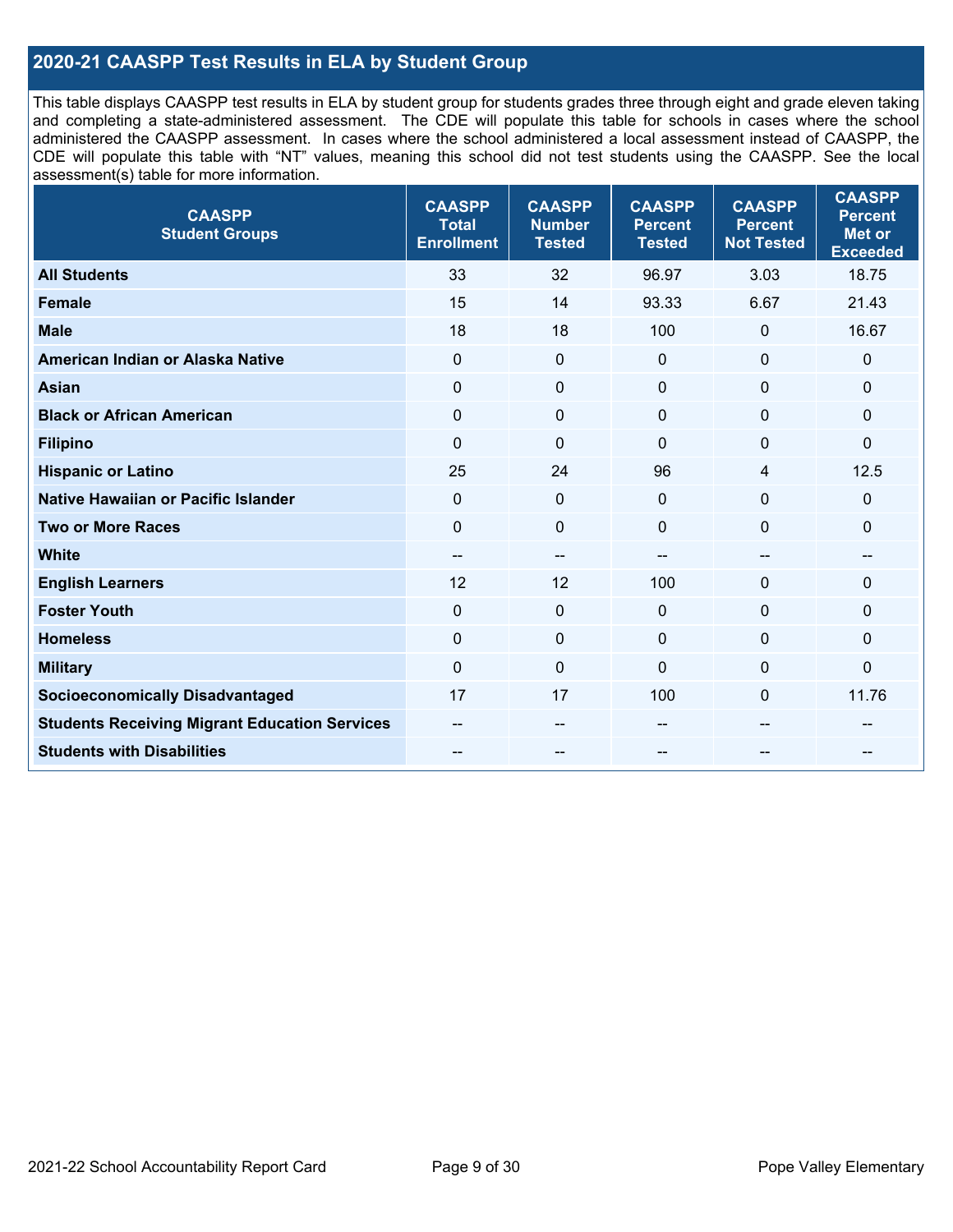## 2020-21 CAASPP Test Results in ELA by Student Group

This table displays CAASPP test results in ELA by student group for students grades three through eight and grade eleven taking and completing a state-administered assessment. The CDE will populate this table for schools in cases where the school administered the CAASPP assessment. In cases where the school administered a local assessment instead of CAASPP, the CDE will populate this table with "NT" values, meaning this school did not test students using the CAASPP. See the local assessment(s) table for more information.

| CAASPP Student Groups | CAASPP Total Enrollment | CAASPP Number Tested | CAASPP Percent Tested | CAASPP Percent Not Tested | CAASPP Percent Met or Exceeded |
|---|---|---|---|---|---|
| **All Students** | 33 | 32 | 96.97 | 3.03 | 18.75 |
| **Female** | 15 | 14 | 93.33 | 6.67 | 21.43 |
| **Male** | 18 | 18 | 100 | 0 | 16.67 |
| **American Indian or Alaska Native** | 0 | 0 | 0 | 0 | 0 |
| **Asian** | 0 | 0 | 0 | 0 | 0 |
| **Black or African American** | 0 | 0 | 0 | 0 | 0 |
| **Filipino** | 0 | 0 | 0 | 0 | 0 |
| **Hispanic or Latino** | 25 | 24 | 96 | 4 | 12.5 |
| **Native Hawaiian or Pacific Islander** | 0 | 0 | 0 | 0 | 0 |
| **Two or More Races** | 0 | 0 | 0 | 0 | 0 |
| **White** | -- | -- | -- | -- | -- |
| **English Learners** | 12 | 12 | 100 | 0 | 0 |
| **Foster Youth** | 0 | 0 | 0 | 0 | 0 |
| **Homeless** | 0 | 0 | 0 | 0 | 0 |
| **Military** | 0 | 0 | 0 | 0 | 0 |
| **Socioeconomically Disadvantaged** | 17 | 17 | 100 | 0 | 11.76 |
| **Students Receiving Migrant Education Services** | -- | -- | -- | -- | -- |
| **Students with Disabilities** | -- | -- | -- | -- | -- |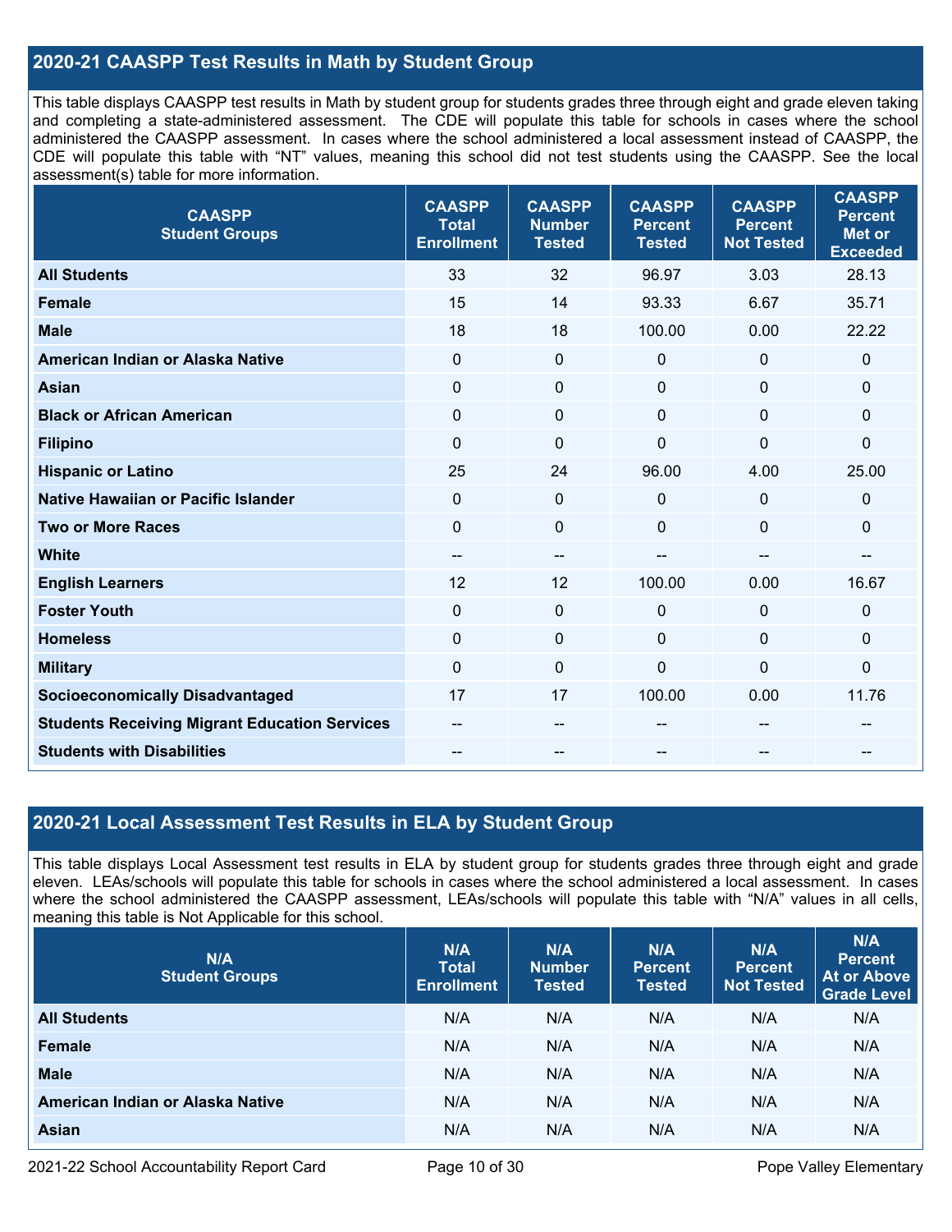## 2020-21 CAASPP Test Results in Math by Student Group

This table displays CAASPP test results in Math by student group for students grades three through eight and grade eleven taking and completing a state-administered assessment. The CDE will populate this table for schools in cases where the school administered the CAASPP assessment. In cases where the school administered a local assessment instead of CAASPP, the CDE will populate this table with "NT" values, meaning this school did not test students using the CAASPP. See the local assessment(s) table for more information.

| CAASPP Student Groups | CAASPP Total Enrollment | CAASPP Number Tested | CAASPP Percent Tested | CAASPP Percent Not Tested | CAASPP Percent Met or Exceeded |
|---|---|---|---|---|---|
| **All Students** | 33 | 32 | 96.97 | 3.03 | 28.13 |
| **Female** | 15 | 14 | 93.33 | 6.67 | 35.71 |
| **Male** | 18 | 18 | 100.00 | 0.00 | 22.22 |
| **American Indian or Alaska Native** | 0 | 0 | 0 | 0 | 0 |
| **Asian** | 0 | 0 | 0 | 0 | 0 |
| **Black or African American** | 0 | 0 | 0 | 0 | 0 |
| **Filipino** | 0 | 0 | 0 | 0 | 0 |
| **Hispanic or Latino** | 25 | 24 | 96.00 | 4.00 | 25.00 |
| **Native Hawaiian or Pacific Islander** | 0 | 0 | 0 | 0 | 0 |
| **Two or More Races** | 0 | 0 | 0 | 0 | 0 |
| **White** | -- | -- | -- | -- | -- |
| **English Learners** | 12 | 12 | 100.00 | 0.00 | 16.67 |
| **Foster Youth** | 0 | 0 | 0 | 0 | 0 |
| **Homeless** | 0 | 0 | 0 | 0 | 0 |
| **Military** | 0 | 0 | 0 | 0 | 0 |
| **Socioeconomically Disadvantaged** | 17 | 17 | 100.00 | 0.00 | 11.76 |
| **Students Receiving Migrant Education Services** | -- | -- | -- | -- | -- |
| **Students with Disabilities** | -- | -- | -- | -- | -- |

## 2020-21 Local Assessment Test Results in ELA by Student Group

This table displays Local Assessment test results in ELA by student group for students grades three through eight and grade eleven. LEAs/schools will populate this table for schools in cases where the school administered a local assessment. In cases where the school administered the CAASPP assessment, LEAs/schools will populate this table with "N/A" values in all cells, meaning this table is Not Applicable for this school.

| N/A Student Groups | N/A Total Enrollment | N/A Number Tested | N/A Percent Tested | N/A Percent Not Tested | N/A Percent At or Above Grade Level |
|---|---|---|---|---|---|
| **All Students** | N/A | N/A | N/A | N/A | N/A |
| **Female** | N/A | N/A | N/A | N/A | N/A |
| **Male** | N/A | N/A | N/A | N/A | N/A |
| **American Indian or Alaska Native** | N/A | N/A | N/A | N/A | N/A |
| **Asian** | N/A | N/A | N/A | N/A | N/A |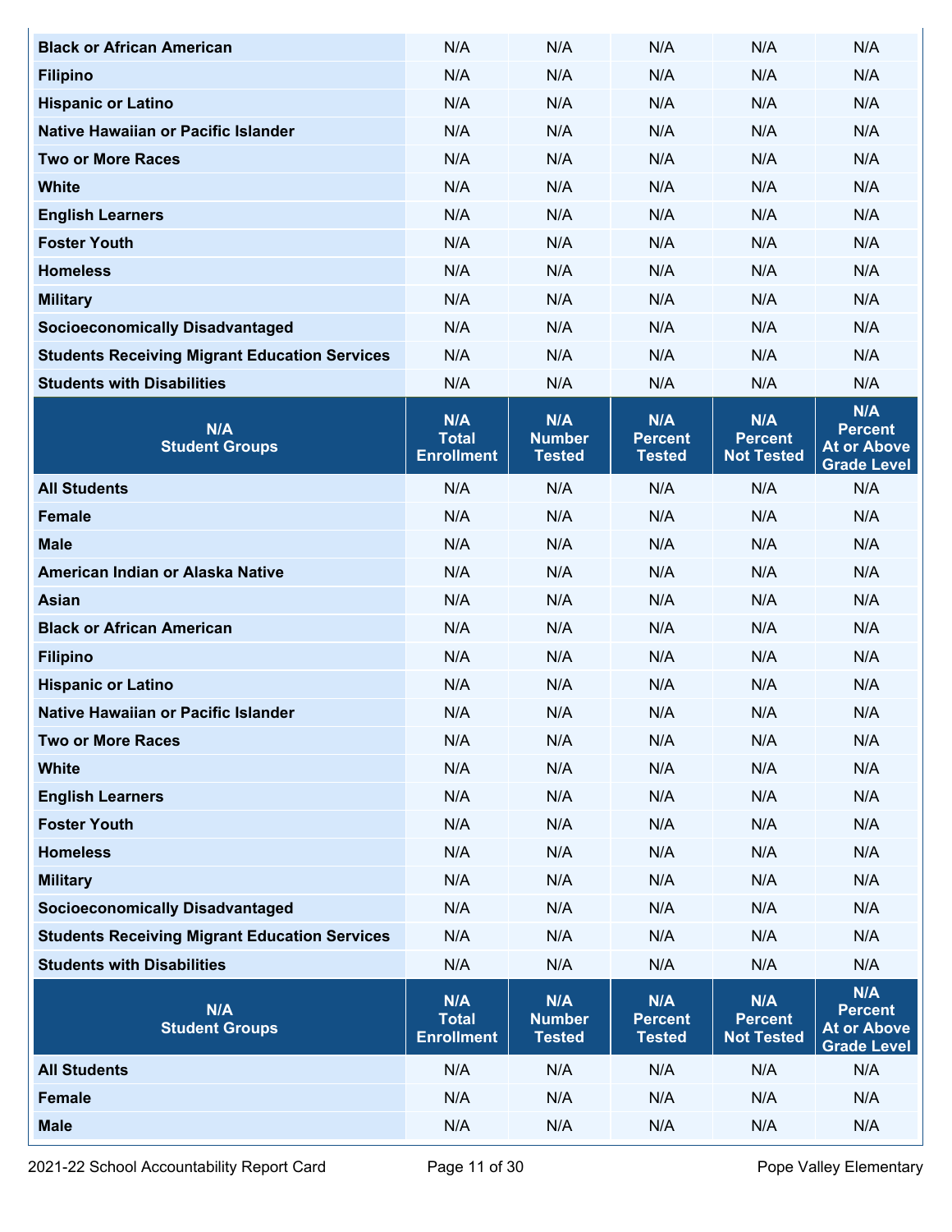| Black or African American | N/A | N/A | N/A | N/A | N/A |
|---|---|---|---|---|---|
| Filipino | N/A | N/A | N/A | N/A | N/A |
| Hispanic or Latino | N/A | N/A | N/A | N/A | N/A |
| Native Hawaiian or Pacific Islander | N/A | N/A | N/A | N/A | N/A |
| Two or More Races | N/A | N/A | N/A | N/A | N/A |
| White | N/A | N/A | N/A | N/A | N/A |
| English Learners | N/A | N/A | N/A | N/A | N/A |
| Foster Youth | N/A | N/A | N/A | N/A | N/A |
| Homeless | N/A | N/A | N/A | N/A | N/A |
| Military | N/A | N/A | N/A | N/A | N/A |
| Socioeconomically Disadvantaged | N/A | N/A | N/A | N/A | N/A |
| Students Receiving Migrant Education Services | N/A | N/A | N/A | N/A | N/A |
| Students with Disabilities | N/A | N/A | N/A | N/A | N/A |

| N/A Student Groups | N/A Total Enrollment | N/A Number Tested | N/A Percent Tested | N/A Percent Not Tested | N/A Percent At or Above Grade Level |
|---|---|---|---|---|---|
| All Students | N/A | N/A | N/A | N/A | N/A |
| Female | N/A | N/A | N/A | N/A | N/A |
| Male | N/A | N/A | N/A | N/A | N/A |
| American Indian or Alaska Native | N/A | N/A | N/A | N/A | N/A |
| Asian | N/A | N/A | N/A | N/A | N/A |
| Black or African American | N/A | N/A | N/A | N/A | N/A |
| Filipino | N/A | N/A | N/A | N/A | N/A |
| Hispanic or Latino | N/A | N/A | N/A | N/A | N/A |
| Native Hawaiian or Pacific Islander | N/A | N/A | N/A | N/A | N/A |
| Two or More Races | N/A | N/A | N/A | N/A | N/A |
| White | N/A | N/A | N/A | N/A | N/A |
| English Learners | N/A | N/A | N/A | N/A | N/A |
| Foster Youth | N/A | N/A | N/A | N/A | N/A |
| Homeless | N/A | N/A | N/A | N/A | N/A |
| Military | N/A | N/A | N/A | N/A | N/A |
| Socioeconomically Disadvantaged | N/A | N/A | N/A | N/A | N/A |
| Students Receiving Migrant Education Services | N/A | N/A | N/A | N/A | N/A |
| Students with Disabilities | N/A | N/A | N/A | N/A | N/A |

| N/A Student Groups | N/A Total Enrollment | N/A Number Tested | N/A Percent Tested | N/A Percent Not Tested | N/A Percent At or Above Grade Level |
|---|---|---|---|---|---|
| All Students | N/A | N/A | N/A | N/A | N/A |
| Female | N/A | N/A | N/A | N/A | N/A |
| Male | N/A | N/A | N/A | N/A | N/A |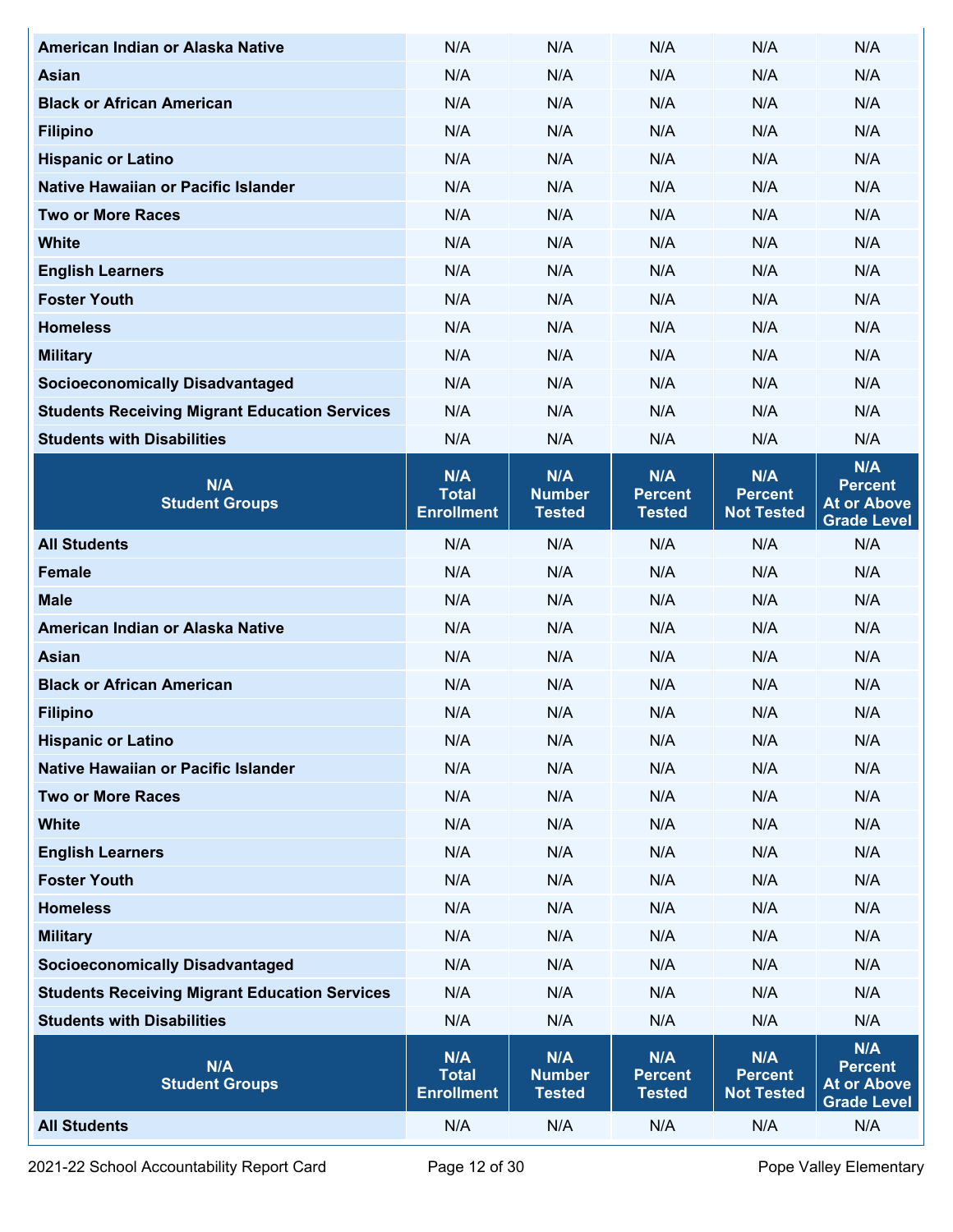| American Indian or Alaska Native | N/A | N/A | N/A | N/A | N/A |
|---|---|---|---|---|---|
| Asian | N/A | N/A | N/A | N/A | N/A |
| Black or African American | N/A | N/A | N/A | N/A | N/A |
| Filipino | N/A | N/A | N/A | N/A | N/A |
| Hispanic or Latino | N/A | N/A | N/A | N/A | N/A |
| Native Hawaiian or Pacific Islander | N/A | N/A | N/A | N/A | N/A |
| Two or More Races | N/A | N/A | N/A | N/A | N/A |
| White | N/A | N/A | N/A | N/A | N/A |
| English Learners | N/A | N/A | N/A | N/A | N/A |
| Foster Youth | N/A | N/A | N/A | N/A | N/A |
| Homeless | N/A | N/A | N/A | N/A | N/A |
| Military | N/A | N/A | N/A | N/A | N/A |
| Socioeconomically Disadvantaged | N/A | N/A | N/A | N/A | N/A |
| Students Receiving Migrant Education Services | N/A | N/A | N/A | N/A | N/A |
| Students with Disabilities | N/A | N/A | N/A | N/A | N/A |

| N/A Student Groups | N/A Total Enrollment | N/A Number Tested | N/A Percent Tested | N/A Percent Not Tested | N/A Percent At or Above Grade Level |
|---|---|---|---|---|---|
| All Students | N/A | N/A | N/A | N/A | N/A |
| Female | N/A | N/A | N/A | N/A | N/A |
| Male | N/A | N/A | N/A | N/A | N/A |
| American Indian or Alaska Native | N/A | N/A | N/A | N/A | N/A |
| Asian | N/A | N/A | N/A | N/A | N/A |
| Black or African American | N/A | N/A | N/A | N/A | N/A |
| Filipino | N/A | N/A | N/A | N/A | N/A |
| Hispanic or Latino | N/A | N/A | N/A | N/A | N/A |
| Native Hawaiian or Pacific Islander | N/A | N/A | N/A | N/A | N/A |
| Two or More Races | N/A | N/A | N/A | N/A | N/A |
| White | N/A | N/A | N/A | N/A | N/A |
| English Learners | N/A | N/A | N/A | N/A | N/A |
| Foster Youth | N/A | N/A | N/A | N/A | N/A |
| Homeless | N/A | N/A | N/A | N/A | N/A |
| Military | N/A | N/A | N/A | N/A | N/A |
| Socioeconomically Disadvantaged | N/A | N/A | N/A | N/A | N/A |
| Students Receiving Migrant Education Services | N/A | N/A | N/A | N/A | N/A |
| Students with Disabilities | N/A | N/A | N/A | N/A | N/A |

| N/A Student Groups | N/A Total Enrollment | N/A Number Tested | N/A Percent Tested | N/A Percent Not Tested | N/A Percent At or Above Grade Level |
|---|---|---|---|---|---|
| All Students | N/A | N/A | N/A | N/A | N/A |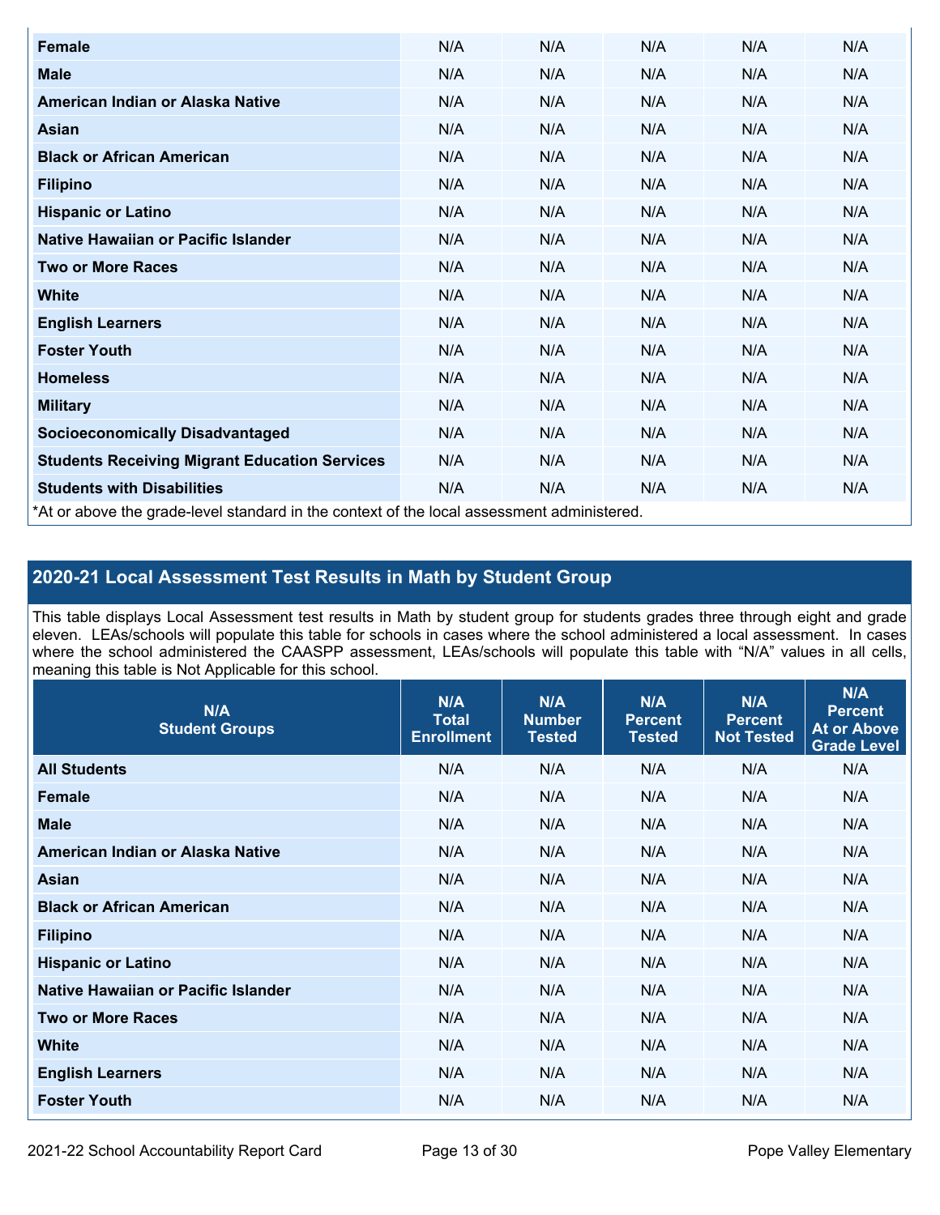| | | | | | |
|---|---|---|---|---|---|
| **Female** | N/A | N/A | N/A | N/A | N/A |
| **Male** | N/A | N/A | N/A | N/A | N/A |
| **American Indian or Alaska Native** | N/A | N/A | N/A | N/A | N/A |
| **Asian** | N/A | N/A | N/A | N/A | N/A |
| **Black or African American** | N/A | N/A | N/A | N/A | N/A |
| **Filipino** | N/A | N/A | N/A | N/A | N/A |
| **Hispanic or Latino** | N/A | N/A | N/A | N/A | N/A |
| **Native Hawaiian or Pacific Islander** | N/A | N/A | N/A | N/A | N/A |
| **Two or More Races** | N/A | N/A | N/A | N/A | N/A |
| **White** | N/A | N/A | N/A | N/A | N/A |
| **English Learners** | N/A | N/A | N/A | N/A | N/A |
| **Foster Youth** | N/A | N/A | N/A | N/A | N/A |
| **Homeless** | N/A | N/A | N/A | N/A | N/A |
| **Military** | N/A | N/A | N/A | N/A | N/A |
| **Socioeconomically Disadvantaged** | N/A | N/A | N/A | N/A | N/A |
| **Students Receiving Migrant Education Services** | N/A | N/A | N/A | N/A | N/A |
| **Students with Disabilities** | N/A | N/A | N/A | N/A | N/A |

*At or above the grade-level standard in the context of the local assessment administered.

## 2020-21 Local Assessment Test Results in Math by Student Group

This table displays Local Assessment test results in Math by student group for students grades three through eight and grade eleven. LEAs/schools will populate this table for schools in cases where the school administered a local assessment. In cases where the school administered the CAASPP assessment, LEAs/schools will populate this table with "N/A" values in all cells, meaning this table is Not Applicable for this school.

| N/A Student Groups | N/A Total Enrollment | N/A Number Tested | N/A Percent Tested | N/A Percent Not Tested | N/A Percent At or Above Grade Level |
|---|---|---|---|---|---|
| **All Students** | N/A | N/A | N/A | N/A | N/A |
| **Female** | N/A | N/A | N/A | N/A | N/A |
| **Male** | N/A | N/A | N/A | N/A | N/A |
| **American Indian or Alaska Native** | N/A | N/A | N/A | N/A | N/A |
| **Asian** | N/A | N/A | N/A | N/A | N/A |
| **Black or African American** | N/A | N/A | N/A | N/A | N/A |
| **Filipino** | N/A | N/A | N/A | N/A | N/A |
| **Hispanic or Latino** | N/A | N/A | N/A | N/A | N/A |
| **Native Hawaiian or Pacific Islander** | N/A | N/A | N/A | N/A | N/A |
| **Two or More Races** | N/A | N/A | N/A | N/A | N/A |
| **White** | N/A | N/A | N/A | N/A | N/A |
| **English Learners** | N/A | N/A | N/A | N/A | N/A |
| **Foster Youth** | N/A | N/A | N/A | N/A | N/A |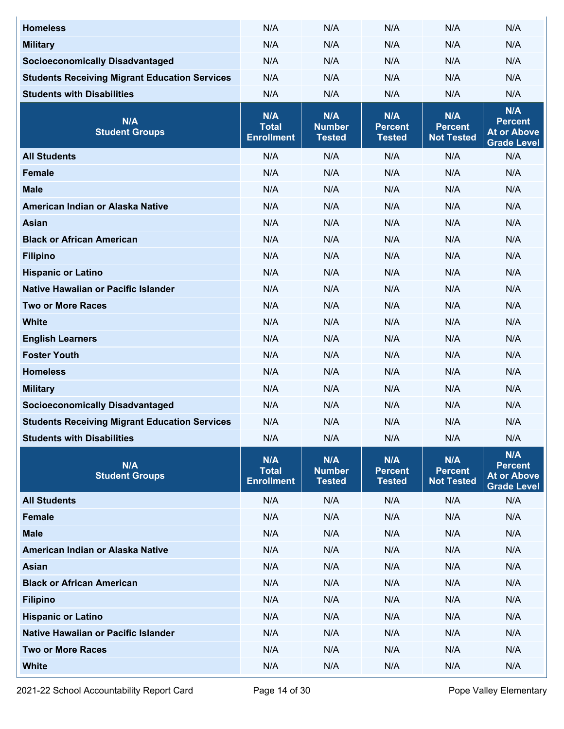| Homeless | N/A | N/A | N/A | N/A | N/A |
|---|---|---|---|---|---|
| Military | N/A | N/A | N/A | N/A | N/A |
| Socioeconomically Disadvantaged | N/A | N/A | N/A | N/A | N/A |
| Students Receiving Migrant Education Services | N/A | N/A | N/A | N/A | N/A |
| Students with Disabilities | N/A | N/A | N/A | N/A | N/A |

| N/A Student Groups | N/A Total Enrollment | N/A Number Tested | N/A Percent Tested | N/A Percent Not Tested | N/A Percent At or Above Grade Level |
|---|---|---|---|---|---|
| All Students | N/A | N/A | N/A | N/A | N/A |
| Female | N/A | N/A | N/A | N/A | N/A |
| Male | N/A | N/A | N/A | N/A | N/A |
| American Indian or Alaska Native | N/A | N/A | N/A | N/A | N/A |
| Asian | N/A | N/A | N/A | N/A | N/A |
| Black or African American | N/A | N/A | N/A | N/A | N/A |
| Filipino | N/A | N/A | N/A | N/A | N/A |
| Hispanic or Latino | N/A | N/A | N/A | N/A | N/A |
| Native Hawaiian or Pacific Islander | N/A | N/A | N/A | N/A | N/A |
| Two or More Races | N/A | N/A | N/A | N/A | N/A |
| White | N/A | N/A | N/A | N/A | N/A |
| English Learners | N/A | N/A | N/A | N/A | N/A |
| Foster Youth | N/A | N/A | N/A | N/A | N/A |
| Homeless | N/A | N/A | N/A | N/A | N/A |
| Military | N/A | N/A | N/A | N/A | N/A |
| Socioeconomically Disadvantaged | N/A | N/A | N/A | N/A | N/A |
| Students Receiving Migrant Education Services | N/A | N/A | N/A | N/A | N/A |
| Students with Disabilities | N/A | N/A | N/A | N/A | N/A |

| N/A Student Groups | N/A Total Enrollment | N/A Number Tested | N/A Percent Tested | N/A Percent Not Tested | N/A Percent At or Above Grade Level |
|---|---|---|---|---|---|
| All Students | N/A | N/A | N/A | N/A | N/A |
| Female | N/A | N/A | N/A | N/A | N/A |
| Male | N/A | N/A | N/A | N/A | N/A |
| American Indian or Alaska Native | N/A | N/A | N/A | N/A | N/A |
| Asian | N/A | N/A | N/A | N/A | N/A |
| Black or African American | N/A | N/A | N/A | N/A | N/A |
| Filipino | N/A | N/A | N/A | N/A | N/A |
| Hispanic or Latino | N/A | N/A | N/A | N/A | N/A |
| Native Hawaiian or Pacific Islander | N/A | N/A | N/A | N/A | N/A |
| Two or More Races | N/A | N/A | N/A | N/A | N/A |
| White | N/A | N/A | N/A | N/A | N/A |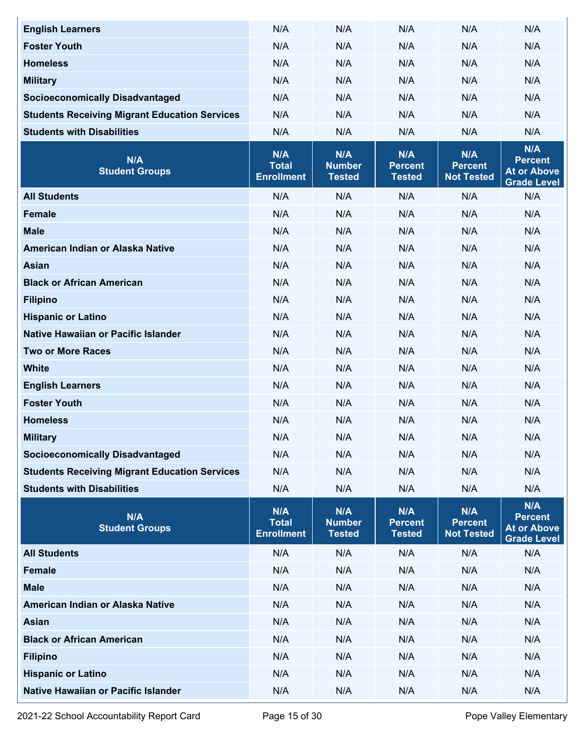| | | | | | |
|---|---|---|---|---|---|
| English Learners | N/A | N/A | N/A | N/A | N/A |
| Foster Youth | N/A | N/A | N/A | N/A | N/A |
| Homeless | N/A | N/A | N/A | N/A | N/A |
| Military | N/A | N/A | N/A | N/A | N/A |
| Socioeconomically Disadvantaged | N/A | N/A | N/A | N/A | N/A |
| Students Receiving Migrant Education Services | N/A | N/A | N/A | N/A | N/A |
| Students with Disabilities | N/A | N/A | N/A | N/A | N/A |

| N/A Student Groups | N/A Total Enrollment | N/A Number Tested | N/A Percent Tested | N/A Percent Not Tested | N/A Percent At or Above Grade Level |
|---|---|---|---|---|---|
| All Students | N/A | N/A | N/A | N/A | N/A |
| Female | N/A | N/A | N/A | N/A | N/A |
| Male | N/A | N/A | N/A | N/A | N/A |
| American Indian or Alaska Native | N/A | N/A | N/A | N/A | N/A |
| Asian | N/A | N/A | N/A | N/A | N/A |
| Black or African American | N/A | N/A | N/A | N/A | N/A |
| Filipino | N/A | N/A | N/A | N/A | N/A |
| Hispanic or Latino | N/A | N/A | N/A | N/A | N/A |
| Native Hawaiian or Pacific Islander | N/A | N/A | N/A | N/A | N/A |
| Two or More Races | N/A | N/A | N/A | N/A | N/A |
| White | N/A | N/A | N/A | N/A | N/A |
| English Learners | N/A | N/A | N/A | N/A | N/A |
| Foster Youth | N/A | N/A | N/A | N/A | N/A |
| Homeless | N/A | N/A | N/A | N/A | N/A |
| Military | N/A | N/A | N/A | N/A | N/A |
| Socioeconomically Disadvantaged | N/A | N/A | N/A | N/A | N/A |
| Students Receiving Migrant Education Services | N/A | N/A | N/A | N/A | N/A |
| Students with Disabilities | N/A | N/A | N/A | N/A | N/A |

| N/A Student Groups | N/A Total Enrollment | N/A Number Tested | N/A Percent Tested | N/A Percent Not Tested | N/A Percent At or Above Grade Level |
|---|---|---|---|---|---|
| All Students | N/A | N/A | N/A | N/A | N/A |
| Female | N/A | N/A | N/A | N/A | N/A |
| Male | N/A | N/A | N/A | N/A | N/A |
| American Indian or Alaska Native | N/A | N/A | N/A | N/A | N/A |
| Asian | N/A | N/A | N/A | N/A | N/A |
| Black or African American | N/A | N/A | N/A | N/A | N/A |
| Filipino | N/A | N/A | N/A | N/A | N/A |
| Hispanic or Latino | N/A | N/A | N/A | N/A | N/A |
| Native Hawaiian or Pacific Islander | N/A | N/A | N/A | N/A | N/A |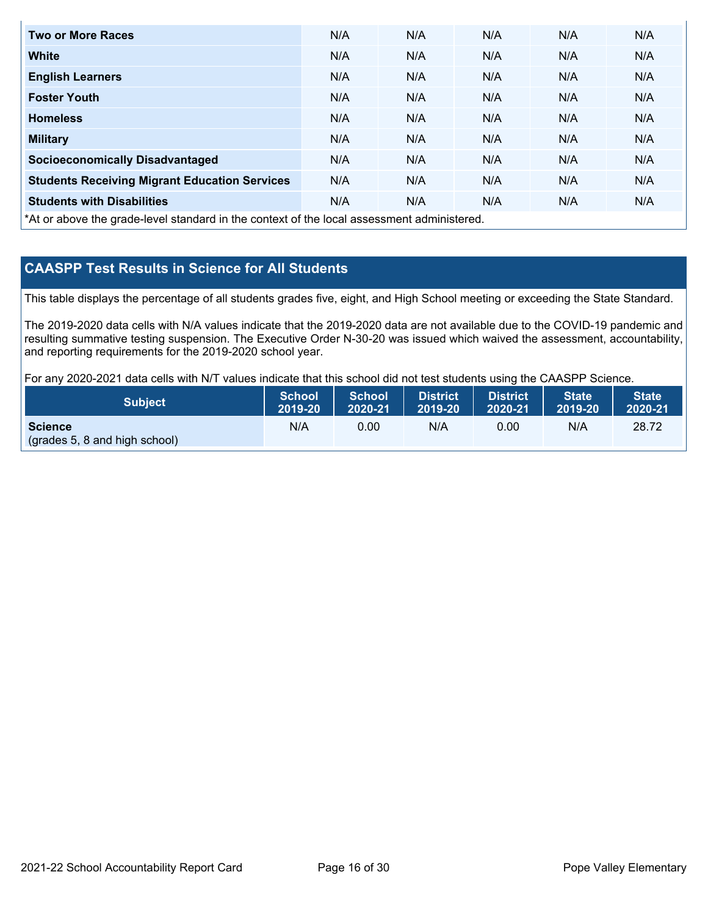| | | | | | |
|---|---|---|---|---|---|
| **Two or More Races** | N/A | N/A | N/A | N/A | N/A |
| **White** | N/A | N/A | N/A | N/A | N/A |
| **English Learners** | N/A | N/A | N/A | N/A | N/A |
| **Foster Youth** | N/A | N/A | N/A | N/A | N/A |
| **Homeless** | N/A | N/A | N/A | N/A | N/A |
| **Military** | N/A | N/A | N/A | N/A | N/A |
| **Socioeconomically Disadvantaged** | N/A | N/A | N/A | N/A | N/A |
| **Students Receiving Migrant Education Services** | N/A | N/A | N/A | N/A | N/A |
| **Students with Disabilities** | N/A | N/A | N/A | N/A | N/A |

*At or above the grade-level standard in the context of the local assessment administered.

## CAASPP Test Results in Science for All Students

This table displays the percentage of all students grades five, eight, and High School meeting or exceeding the State Standard.

The 2019-2020 data cells with N/A values indicate that the 2019-2020 data are not available due to the COVID-19 pandemic and resulting summative testing suspension. The Executive Order N-30-20 was issued which waived the assessment, accountability, and reporting requirements for the 2019-2020 school year.

For any 2020-2021 data cells with N/T values indicate that this school did not test students using the CAASPP Science.

| Subject | School 2019-20 | School 2020-21 | District 2019-20 | District 2020-21 | State 2019-20 | State 2020-21 |
|---|---|---|---|---|---|---|
| **Science** (grades 5, 8 and high school) | N/A | 0.00 | N/A | 0.00 | N/A | 28.72 |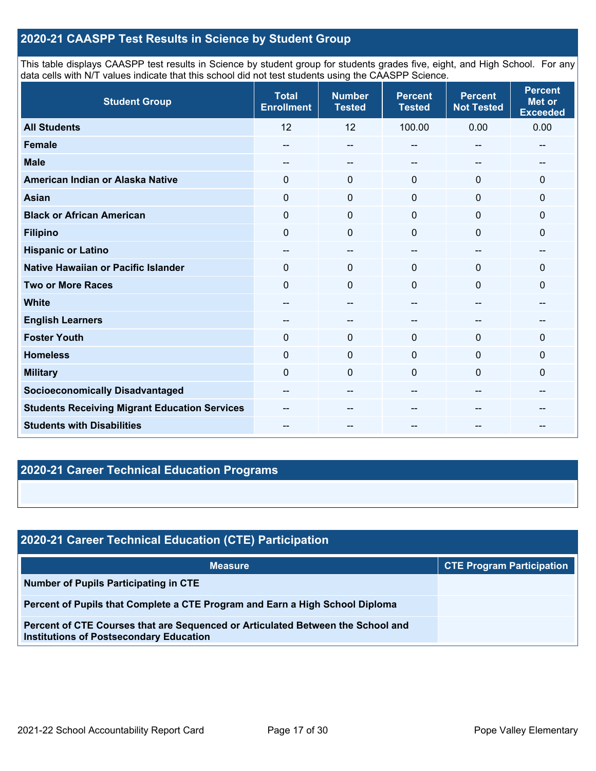## 2020-21 CAASPP Test Results in Science by Student Group

This table displays CAASPP test results in Science by student group for students grades five, eight, and High School. For any data cells with N/T values indicate that this school did not test students using the CAASPP Science.

| Student Group | Total Enrollment | Number Tested | Percent Tested | Percent Not Tested | Percent Met or Exceeded |
|---|---|---|---|---|---|
| **All Students** | 12 | 12 | 100.00 | 0.00 | 0.00 |
| **Female** | -- | -- | -- | -- | -- |
| **Male** | -- | -- | -- | -- | -- |
| **American Indian or Alaska Native** | 0 | 0 | 0 | 0 | 0 |
| **Asian** | 0 | 0 | 0 | 0 | 0 |
| **Black or African American** | 0 | 0 | 0 | 0 | 0 |
| **Filipino** | 0 | 0 | 0 | 0 | 0 |
| **Hispanic or Latino** | -- | -- | -- | -- | -- |
| **Native Hawaiian or Pacific Islander** | 0 | 0 | 0 | 0 | 0 |
| **Two or More Races** | 0 | 0 | 0 | 0 | 0 |
| **White** | -- | -- | -- | -- | -- |
| **English Learners** | -- | -- | -- | -- | -- |
| **Foster Youth** | 0 | 0 | 0 | 0 | 0 |
| **Homeless** | 0 | 0 | 0 | 0 | 0 |
| **Military** | 0 | 0 | 0 | 0 | 0 |
| **Socioeconomically Disadvantaged** | -- | -- | -- | -- | -- |
| **Students Receiving Migrant Education Services** | -- | -- | -- | -- | -- |
| **Students with Disabilities** | -- | -- | -- | -- | -- |

## 2020-21 Career Technical Education Programs

## 2020-21 Career Technical Education (CTE) Participation

| Measure | CTE Program Participation |
|---|---|
| **Number of Pupils Participating in CTE** | |
| **Percent of Pupils that Complete a CTE Program and Earn a High School Diploma** | |
| **Percent of CTE Courses that are Sequenced or Articulated Between the School and Institutions of Postsecondary Education** | |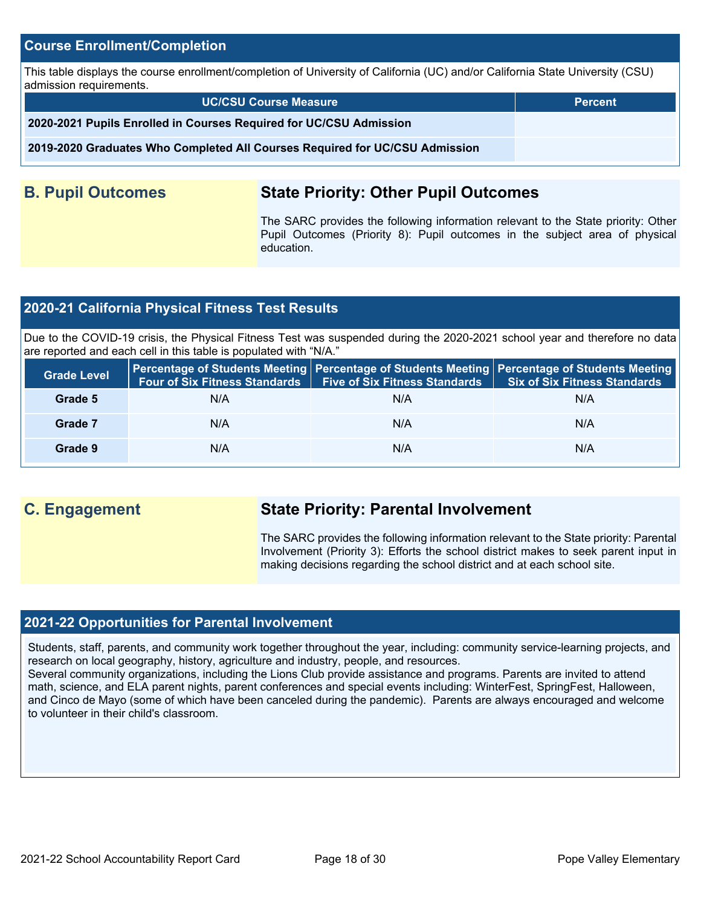## Course Enrollment/Completion

This table displays the course enrollment/completion of University of California (UC) and/or California State University (CSU) admission requirements.

| UC/CSU Course Measure | Percent |
|---|---|
| **2020-2021 Pupils Enrolled in Courses Required for UC/CSU Admission** | |
| **2019-2020 Graduates Who Completed All Courses Required for UC/CSU Admission** | |

## B. Pupil Outcomes

### State Priority: Other Pupil Outcomes

The SARC provides the following information relevant to the State priority: Other Pupil Outcomes (Priority 8): Pupil outcomes in the subject area of physical education.

## 2020-21 California Physical Fitness Test Results

Due to the COVID-19 crisis, the Physical Fitness Test was suspended during the 2020-2021 school year and therefore no data are reported and each cell in this table is populated with "N/A."

| Grade Level | Percentage of Students Meeting Four of Six Fitness Standards | Percentage of Students Meeting Five of Six Fitness Standards | Percentage of Students Meeting Six of Six Fitness Standards |
|---|---|---|---|
| Grade 5 | N/A | N/A | N/A |
| Grade 7 | N/A | N/A | N/A |
| Grade 9 | N/A | N/A | N/A |

## C. Engagement

### State Priority: Parental Involvement

The SARC provides the following information relevant to the State priority: Parental Involvement (Priority 3): Efforts the school district makes to seek parent input in making decisions regarding the school district and at each school site.

## 2021-22 Opportunities for Parental Involvement

Students, staff, parents, and community work together throughout the year, including: community service-learning projects, and research on local geography, history, agriculture and industry, people, and resources.
Several community organizations, including the Lions Club provide assistance and programs. Parents are invited to attend math, science, and ELA parent nights, parent conferences and special events including: WinterFest, SpringFest, Halloween, and Cinco de Mayo (some of which have been canceled during the pandemic). Parents are always encouraged and welcome to volunteer in their child's classroom.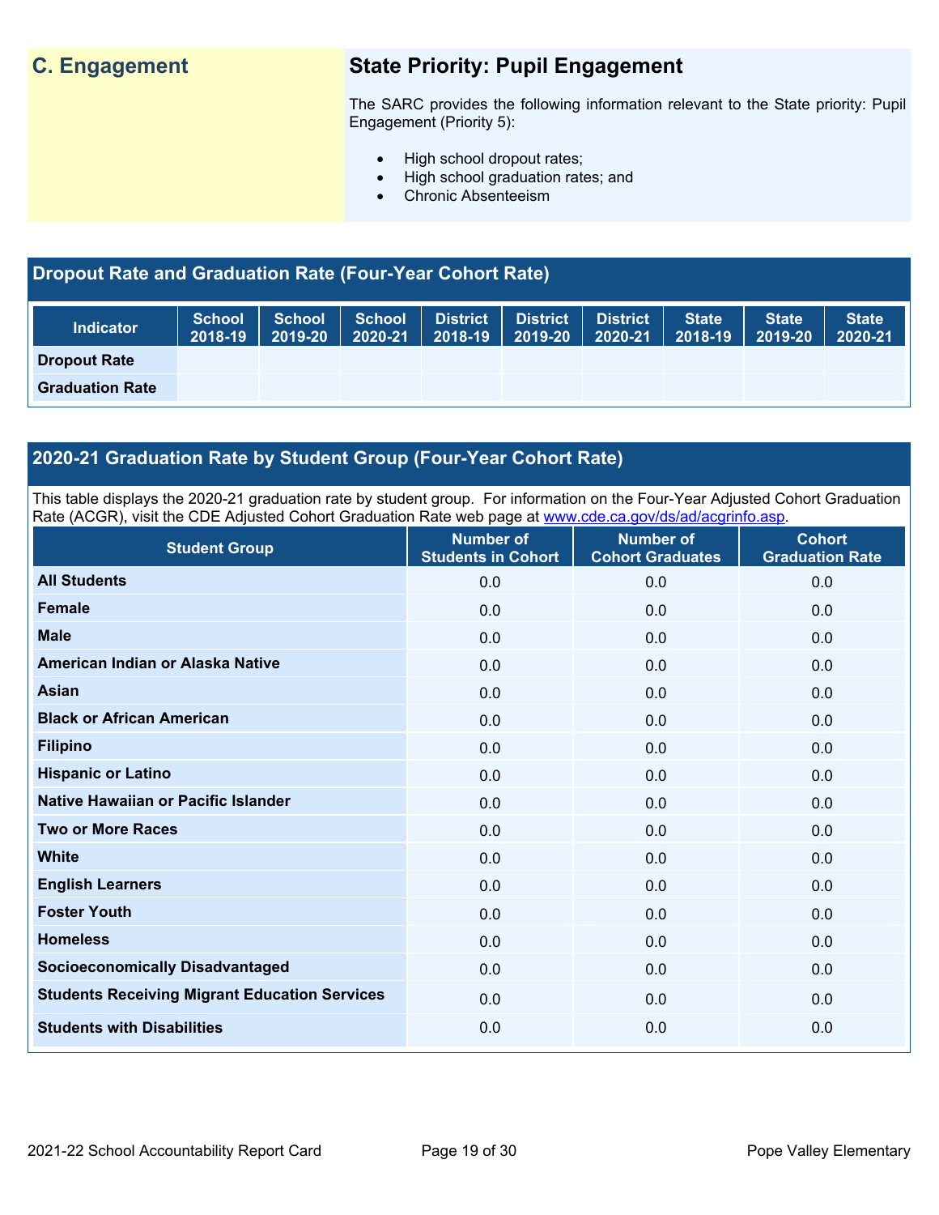## C. Engagement

### State Priority: Pupil Engagement

The SARC provides the following information relevant to the State priority: Pupil Engagement (Priority 5):

- High school dropout rates;
- High school graduation rates; and
- Chronic Absenteeism

### Dropout Rate and Graduation Rate (Four-Year Cohort Rate)

| Indicator | School 2018-19 | School 2019-20 | School 2020-21 | District 2018-19 | District 2019-20 | District 2020-21 | State 2018-19 | State 2019-20 | State 2020-21 |
|---|---|---|---|---|---|---|---|---|---|
| Dropout Rate | | | | | | | | | |
| Graduation Rate | | | | | | | | | |

### 2020-21 Graduation Rate by Student Group (Four-Year Cohort Rate)

This table displays the 2020-21 graduation rate by student group. For information on the Four-Year Adjusted Cohort Graduation Rate (ACGR), visit the CDE Adjusted Cohort Graduation Rate web page at www.cde.ca.gov/ds/ad/acgrinfo.asp.

| Student Group | Number of Students in Cohort | Number of Cohort Graduates | Cohort Graduation Rate |
|---|---|---|---|
| All Students | 0.0 | 0.0 | 0.0 |
| Female | 0.0 | 0.0 | 0.0 |
| Male | 0.0 | 0.0 | 0.0 |
| American Indian or Alaska Native | 0.0 | 0.0 | 0.0 |
| Asian | 0.0 | 0.0 | 0.0 |
| Black or African American | 0.0 | 0.0 | 0.0 |
| Filipino | 0.0 | 0.0 | 0.0 |
| Hispanic or Latino | 0.0 | 0.0 | 0.0 |
| Native Hawaiian or Pacific Islander | 0.0 | 0.0 | 0.0 |
| Two or More Races | 0.0 | 0.0 | 0.0 |
| White | 0.0 | 0.0 | 0.0 |
| English Learners | 0.0 | 0.0 | 0.0 |
| Foster Youth | 0.0 | 0.0 | 0.0 |
| Homeless | 0.0 | 0.0 | 0.0 |
| Socioeconomically Disadvantaged | 0.0 | 0.0 | 0.0 |
| Students Receiving Migrant Education Services | 0.0 | 0.0 | 0.0 |
| Students with Disabilities | 0.0 | 0.0 | 0.0 |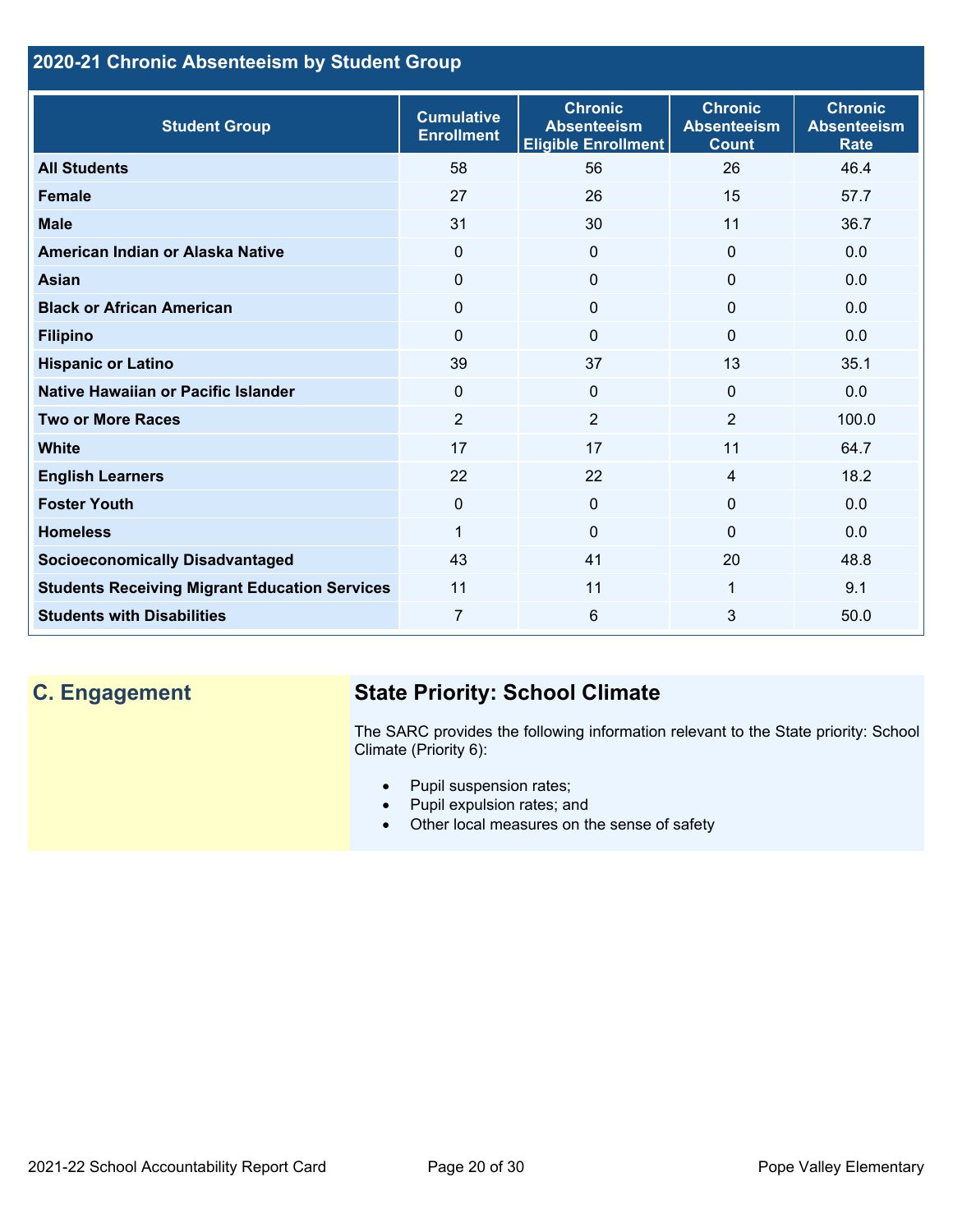## 2020-21 Chronic Absenteeism by Student Group

| Student Group | Cumulative Enrollment | Chronic Absenteeism Eligible Enrollment | Chronic Absenteeism Count | Chronic Absenteeism Rate |
|---|---|---|---|---|
| **All Students** | 58 | 56 | 26 | 46.4 |
| **Female** | 27 | 26 | 15 | 57.7 |
| **Male** | 31 | 30 | 11 | 36.7 |
| **American Indian or Alaska Native** | 0 | 0 | 0 | 0.0 |
| **Asian** | 0 | 0 | 0 | 0.0 |
| **Black or African American** | 0 | 0 | 0 | 0.0 |
| **Filipino** | 0 | 0 | 0 | 0.0 |
| **Hispanic or Latino** | 39 | 37 | 13 | 35.1 |
| **Native Hawaiian or Pacific Islander** | 0 | 0 | 0 | 0.0 |
| **Two or More Races** | 2 | 2 | 2 | 100.0 |
| **White** | 17 | 17 | 11 | 64.7 |
| **English Learners** | 22 | 22 | 4 | 18.2 |
| **Foster Youth** | 0 | 0 | 0 | 0.0 |
| **Homeless** | 1 | 0 | 0 | 0.0 |
| **Socioeconomically Disadvantaged** | 43 | 41 | 20 | 48.8 |
| **Students Receiving Migrant Education Services** | 11 | 11 | 1 | 9.1 |
| **Students with Disabilities** | 7 | 6 | 3 | 50.0 |

## C. Engagement

### State Priority: School Climate

The SARC provides the following information relevant to the State priority: School Climate (Priority 6):

- Pupil suspension rates;
- Pupil expulsion rates; and
- Other local measures on the sense of safety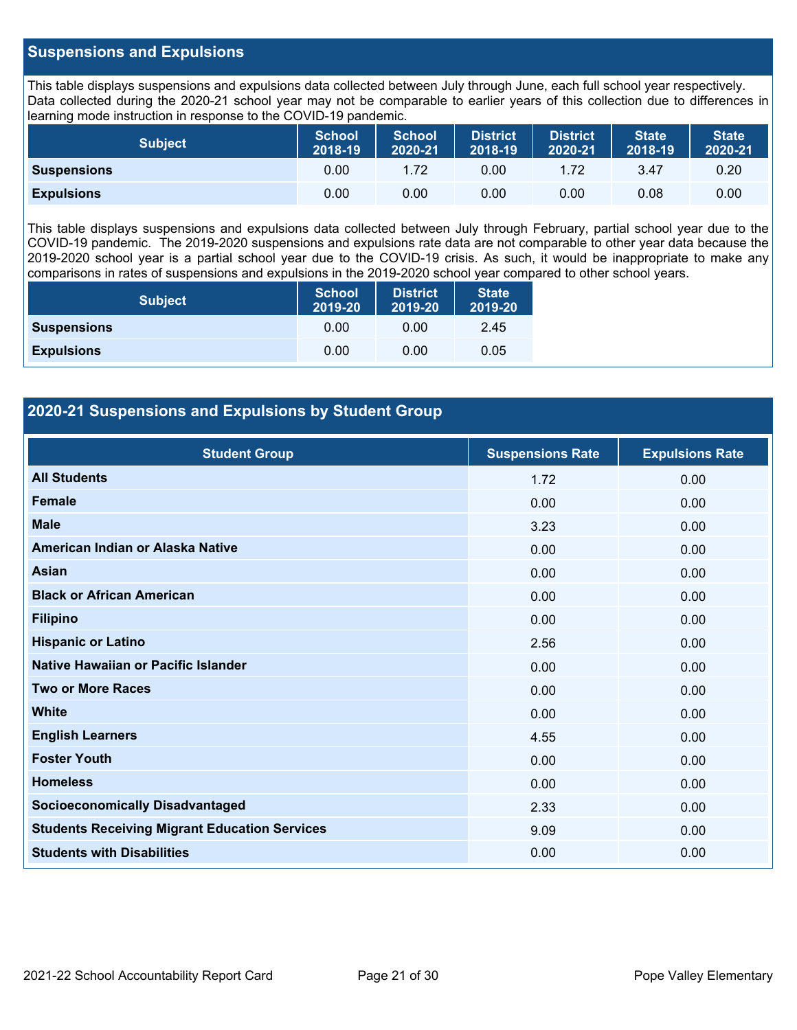## Suspensions and Expulsions

This table displays suspensions and expulsions data collected between July through June, each full school year respectively. Data collected during the 2020-21 school year may not be comparable to earlier years of this collection due to differences in learning mode instruction in response to the COVID-19 pandemic.

| Subject | School 2018-19 | School 2020-21 | District 2018-19 | District 2020-21 | State 2018-19 | State 2020-21 |
|---|---|---|---|---|---|---|
| **Suspensions** | 0.00 | 1.72 | 0.00 | 1.72 | 3.47 | 0.20 |
| **Expulsions** | 0.00 | 0.00 | 0.00 | 0.00 | 0.08 | 0.00 |

This table displays suspensions and expulsions data collected between July through February, partial school year due to the COVID-19 pandemic. The 2019-2020 suspensions and expulsions rate data are not comparable to other year data because the 2019-2020 school year is a partial school year due to the COVID-19 crisis. As such, it would be inappropriate to make any comparisons in rates of suspensions and expulsions in the 2019-2020 school year compared to other school years.

| Subject | School 2019-20 | District 2019-20 | State 2019-20 |
|---|---|---|---|
| **Suspensions** | 0.00 | 0.00 | 2.45 |
| **Expulsions** | 0.00 | 0.00 | 0.05 |

## 2020-21 Suspensions and Expulsions by Student Group

| Student Group | Suspensions Rate | Expulsions Rate |
|---|---|---|
| **All Students** | 1.72 | 0.00 |
| **Female** | 0.00 | 0.00 |
| **Male** | 3.23 | 0.00 |
| **American Indian or Alaska Native** | 0.00 | 0.00 |
| **Asian** | 0.00 | 0.00 |
| **Black or African American** | 0.00 | 0.00 |
| **Filipino** | 0.00 | 0.00 |
| **Hispanic or Latino** | 2.56 | 0.00 |
| **Native Hawaiian or Pacific Islander** | 0.00 | 0.00 |
| **Two or More Races** | 0.00 | 0.00 |
| **White** | 0.00 | 0.00 |
| **English Learners** | 4.55 | 0.00 |
| **Foster Youth** | 0.00 | 0.00 |
| **Homeless** | 0.00 | 0.00 |
| **Socioeconomically Disadvantaged** | 2.33 | 0.00 |
| **Students Receiving Migrant Education Services** | 9.09 | 0.00 |
| **Students with Disabilities** | 0.00 | 0.00 |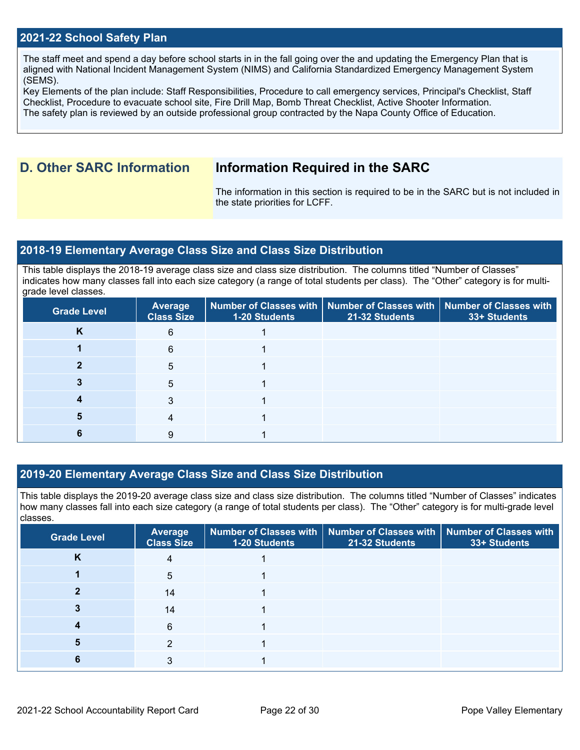## 2021-22 School Safety Plan

The staff meet and spend a day before school starts in in the fall going over the and updating the Emergency Plan that is aligned with National Incident Management System (NIMS) and California Standardized Emergency Management System (SEMS).
Key Elements of the plan include: Staff Responsibilities, Procedure to call emergency services, Principal's Checklist, Staff Checklist, Procedure to evacuate school site, Fire Drill Map, Bomb Threat Checklist, Active Shooter Information.
The safety plan is reviewed by an outside professional group contracted by the Napa County Office of Education.

## D. Other SARC Information

### Information Required in the SARC

The information in this section is required to be in the SARC but is not included in the state priorities for LCFF.

## 2018-19 Elementary Average Class Size and Class Size Distribution

This table displays the 2018-19 average class size and class size distribution. The columns titled "Number of Classes" indicates how many classes fall into each size category (a range of total students per class). The "Other" category is for multi-grade level classes.

| Grade Level | Average Class Size | Number of Classes with 1-20 Students | Number of Classes with 21-32 Students | Number of Classes with 33+ Students |
|---|---|---|---|---|
| K | 6 | 1 | | |
| 1 | 6 | 1 | | |
| 2 | 5 | 1 | | |
| 3 | 5 | 1 | | |
| 4 | 3 | 1 | | |
| 5 | 4 | 1 | | |
| 6 | 9 | 1 | | |

## 2019-20 Elementary Average Class Size and Class Size Distribution

This table displays the 2019-20 average class size and class size distribution. The columns titled "Number of Classes" indicates how many classes fall into each size category (a range of total students per class). The "Other" category is for multi-grade level classes.

| Grade Level | Average Class Size | Number of Classes with 1-20 Students | Number of Classes with 21-32 Students | Number of Classes with 33+ Students |
|---|---|---|---|---|
| K | 4 | 1 | | |
| 1 | 5 | 1 | | |
| 2 | 14 | 1 | | |
| 3 | 14 | 1 | | |
| 4 | 6 | 1 | | |
| 5 | 2 | 1 | | |
| 6 | 3 | 1 | | |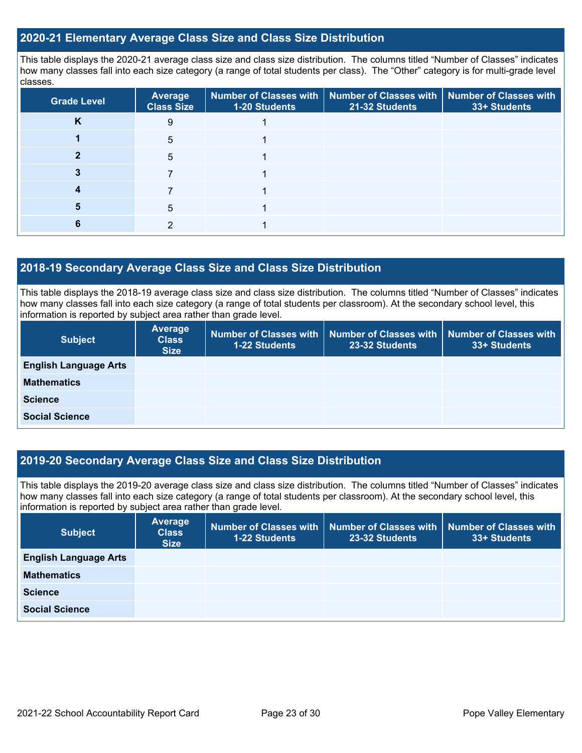## 2020-21 Elementary Average Class Size and Class Size Distribution

This table displays the 2020-21 average class size and class size distribution. The columns titled "Number of Classes" indicates how many classes fall into each size category (a range of total students per class). The "Other" category is for multi-grade level classes.

| Grade Level | Average Class Size | Number of Classes with 1-20 Students | Number of Classes with 21-32 Students | Number of Classes with 33+ Students |
|---|---|---|---|---|
| K | 9 | 1 | | |
| 1 | 5 | 1 | | |
| 2 | 5 | 1 | | |
| 3 | 7 | 1 | | |
| 4 | 7 | 1 | | |
| 5 | 5 | 1 | | |
| 6 | 2 | 1 | | |

## 2018-19 Secondary Average Class Size and Class Size Distribution

This table displays the 2018-19 average class size and class size distribution. The columns titled "Number of Classes" indicates how many classes fall into each size category (a range of total students per classroom). At the secondary school level, this information is reported by subject area rather than grade level.

| Subject | Average Class Size | Number of Classes with 1-22 Students | Number of Classes with 23-32 Students | Number of Classes with 33+ Students |
|---|---|---|---|---|
| English Language Arts | | | | |
| Mathematics | | | | |
| Science | | | | |
| Social Science | | | | |

## 2019-20 Secondary Average Class Size and Class Size Distribution

This table displays the 2019-20 average class size and class size distribution. The columns titled "Number of Classes" indicates how many classes fall into each size category (a range of total students per classroom). At the secondary school level, this information is reported by subject area rather than grade level.

| Subject | Average Class Size | Number of Classes with 1-22 Students | Number of Classes with 23-32 Students | Number of Classes with 33+ Students |
|---|---|---|---|---|
| English Language Arts | | | | |
| Mathematics | | | | |
| Science | | | | |
| Social Science | | | | |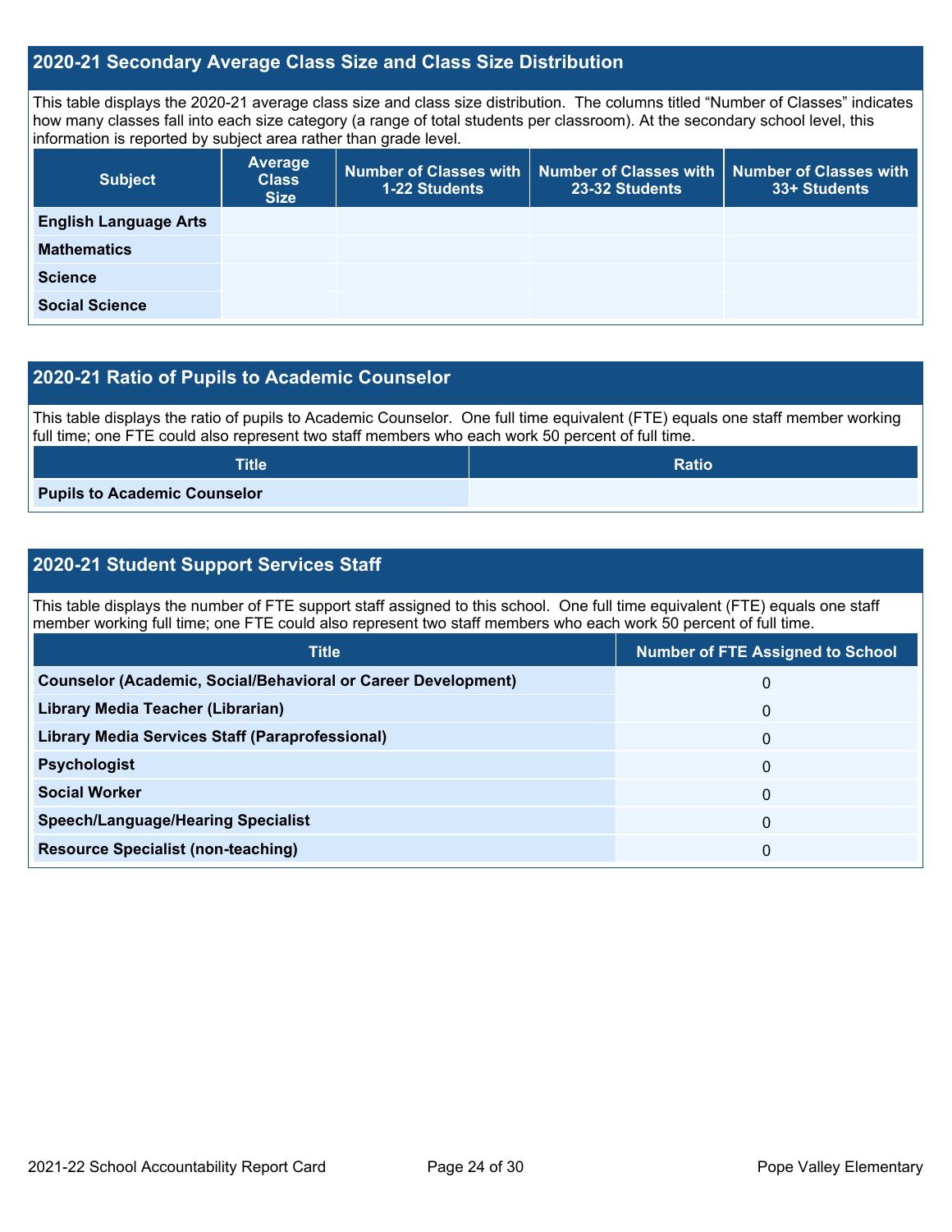## 2020-21 Secondary Average Class Size and Class Size Distribution

This table displays the 2020-21 average class size and class size distribution. The columns titled "Number of Classes" indicates how many classes fall into each size category (a range of total students per classroom). At the secondary school level, this information is reported by subject area rather than grade level.

| Subject | Average Class Size | Number of Classes with 1-22 Students | Number of Classes with 23-32 Students | Number of Classes with 33+ Students |
|---|---|---|---|---|
| **English Language Arts** | | | | |
| **Mathematics** | | | | |
| **Science** | | | | |
| **Social Science** | | | | |

## 2020-21 Ratio of Pupils to Academic Counselor

This table displays the ratio of pupils to Academic Counselor. One full time equivalent (FTE) equals one staff member working full time; one FTE could also represent two staff members who each work 50 percent of full time.

| Title | Ratio |
|---|---|
| **Pupils to Academic Counselor** | |

## 2020-21 Student Support Services Staff

This table displays the number of FTE support staff assigned to this school. One full time equivalent (FTE) equals one staff member working full time; one FTE could also represent two staff members who each work 50 percent of full time.

| Title | Number of FTE Assigned to School |
|---|---|
| **Counselor (Academic, Social/Behavioral or Career Development)** | 0 |
| **Library Media Teacher (Librarian)** | 0 |
| **Library Media Services Staff (Paraprofessional)** | 0 |
| **Psychologist** | 0 |
| **Social Worker** | 0 |
| **Speech/Language/Hearing Specialist** | 0 |
| **Resource Specialist (non-teaching)** | 0 |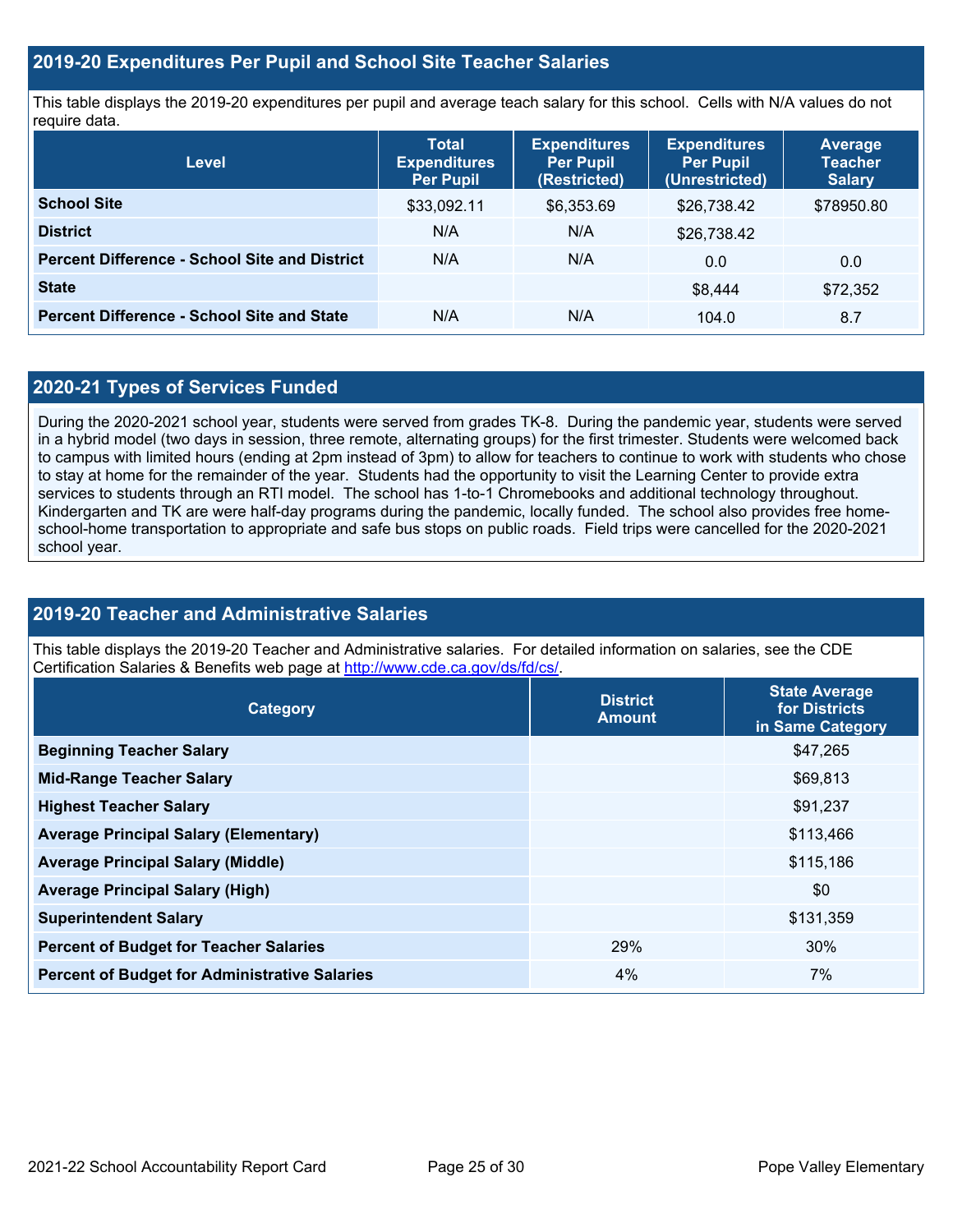## 2019-20 Expenditures Per Pupil and School Site Teacher Salaries

This table displays the 2019-20 expenditures per pupil and average teach salary for this school. Cells with N/A values do not require data.

| Level | Total Expenditures Per Pupil | Expenditures Per Pupil (Restricted) | Expenditures Per Pupil (Unrestricted) | Average Teacher Salary |
|---|---|---|---|---|
| **School Site** | $33,092.11 | $6,353.69 | $26,738.42 | $78950.80 |
| **District** | N/A | N/A | $26,738.42 | |
| **Percent Difference - School Site and District** | N/A | N/A | 0.0 | 0.0 |
| **State** | | | $8,444 | $72,352 |
| **Percent Difference - School Site and State** | N/A | N/A | 104.0 | 8.7 |

## 2020-21 Types of Services Funded

During the 2020-2021 school year, students were served from grades TK-8. During the pandemic year, students were served in a hybrid model (two days in session, three remote, alternating groups) for the first trimester. Students were welcomed back to campus with limited hours (ending at 2pm instead of 3pm) to allow for teachers to continue to work with students who chose to stay at home for the remainder of the year. Students had the opportunity to visit the Learning Center to provide extra services to students through an RTI model. The school has 1-to-1 Chromebooks and additional technology throughout. Kindergarten and TK are were half-day programs during the pandemic, locally funded. The school also provides free home-school-home transportation to appropriate and safe bus stops on public roads. Field trips were cancelled for the 2020-2021 school year.

## 2019-20 Teacher and Administrative Salaries

This table displays the 2019-20 Teacher and Administrative salaries. For detailed information on salaries, see the CDE Certification Salaries & Benefits web page at http://www.cde.ca.gov/ds/fd/cs/.

| Category | District Amount | State Average for Districts in Same Category |
|---|---|---|
| **Beginning Teacher Salary** | | $47,265 |
| **Mid-Range Teacher Salary** | | $69,813 |
| **Highest Teacher Salary** | | $91,237 |
| **Average Principal Salary (Elementary)** | | $113,466 |
| **Average Principal Salary (Middle)** | | $115,186 |
| **Average Principal Salary (High)** | | $0 |
| **Superintendent Salary** | | $131,359 |
| **Percent of Budget for Teacher Salaries** | 29% | 30% |
| **Percent of Budget for Administrative Salaries** | 4% | 7% |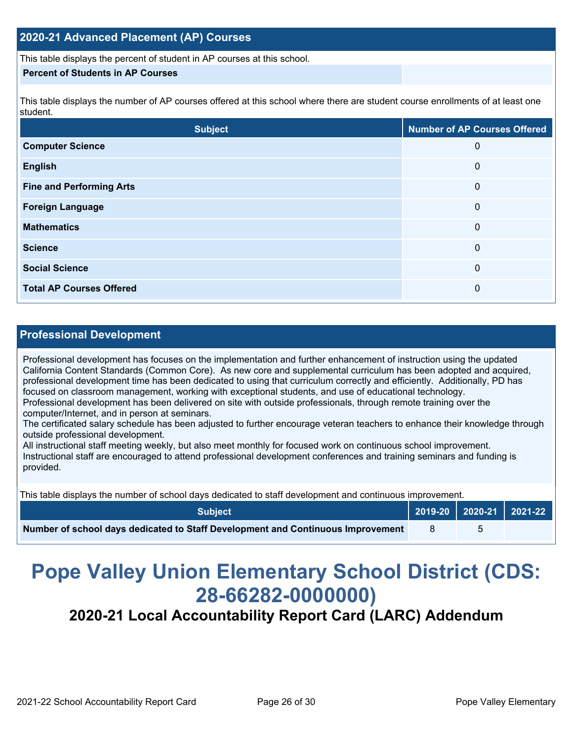## 2020-21 Advanced Placement (AP) Courses

This table displays the percent of student in AP courses at this school.

| Percent of Students in AP Courses | |
|---|---|

This table displays the number of AP courses offered at this school where there are student course enrollments of at least one student.

| Subject | Number of AP Courses Offered |
|---|---|
| Computer Science | 0 |
| English | 0 |
| Fine and Performing Arts | 0 |
| Foreign Language | 0 |
| Mathematics | 0 |
| Science | 0 |
| Social Science | 0 |
| Total AP Courses Offered | 0 |

## Professional Development

Professional development has focuses on the implementation and further enhancement of instruction using the updated California Content Standards (Common Core). As new core and supplemental curriculum has been adopted and acquired, professional development time has been dedicated to using that curriculum correctly and efficiently. Additionally, PD has focused on classroom management, working with exceptional students, and use of educational technology.
Professional development has been delivered on site with outside professionals, through remote training over the computer/Internet, and in person at seminars.
The certificated salary schedule has been adjusted to further encourage veteran teachers to enhance their knowledge through outside professional development.
All instructional staff meeting weekly, but also meet monthly for focused work on continuous school improvement.
Instructional staff are encouraged to attend professional development conferences and training seminars and funding is provided.

This table displays the number of school days dedicated to staff development and continuous improvement.

| Subject | 2019-20 | 2020-21 | 2021-22 |
|---|---|---|---|
| Number of school days dedicated to Staff Development and Continuous Improvement | 8 | 5 | |

# Pope Valley Union Elementary School District (CDS: 28-66282-0000000)

## 2020-21 Local Accountability Report Card (LARC) Addendum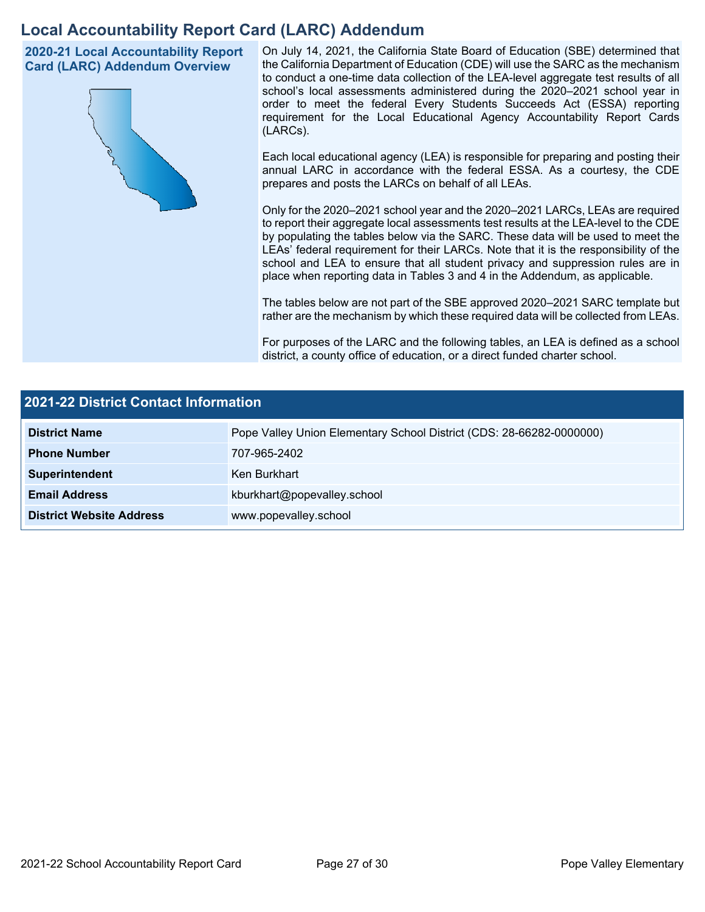# Local Accountability Report Card (LARC) Addendum

## 2020-21 Local Accountability Report Card (LARC) Addendum Overview

On July 14, 2021, the California State Board of Education (SBE) determined that the California Department of Education (CDE) will use the SARC as the mechanism to conduct a one-time data collection of the LEA-level aggregate test results of all school's local assessments administered during the 2020–2021 school year in order to meet the federal Every Students Succeeds Act (ESSA) reporting requirement for the Local Educational Agency Accountability Report Cards (LARCs).

Each local educational agency (LEA) is responsible for preparing and posting their annual LARC in accordance with the federal ESSA. As a courtesy, the CDE prepares and posts the LARCs on behalf of all LEAs.

Only for the 2020–2021 school year and the 2020–2021 LARCs, LEAs are required to report their aggregate local assessments test results at the LEA-level to the CDE by populating the tables below via the SARC. These data will be used to meet the LEAs' federal requirement for their LARCs. Note that it is the responsibility of the school and LEA to ensure that all student privacy and suppression rules are in place when reporting data in Tables 3 and 4 in the Addendum, as applicable.

The tables below are not part of the SBE approved 2020–2021 SARC template but rather are the mechanism by which these required data will be collected from LEAs.

For purposes of the LARC and the following tables, an LEA is defined as a school district, a county office of education, or a direct funded charter school.

## 2021-22 District Contact Information

| 2021-22 District Contact Information | |
|---|---|
| **District Name** | Pope Valley Union Elementary School District (CDS: 28-66282-0000000) |
| **Phone Number** | 707-965-2402 |
| **Superintendent** | Ken Burkhart |
| **Email Address** | kburkhart@popevalley.school |
| **District Website Address** | www.popevalley.school |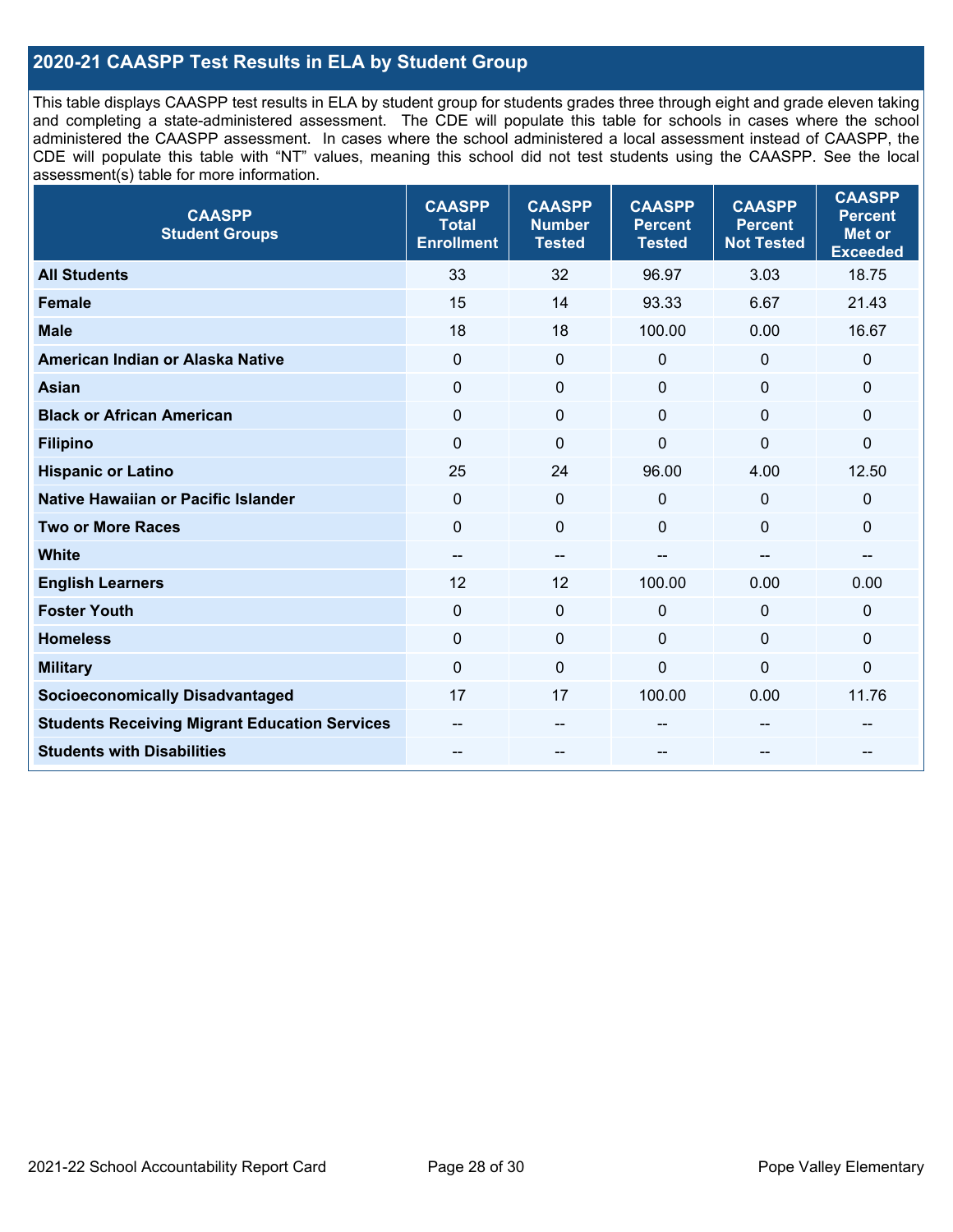## 2020-21 CAASPP Test Results in ELA by Student Group

This table displays CAASPP test results in ELA by student group for students grades three through eight and grade eleven taking and completing a state-administered assessment. The CDE will populate this table for schools in cases where the school administered the CAASPP assessment. In cases where the school administered a local assessment instead of CAASPP, the CDE will populate this table with "NT" values, meaning this school did not test students using the CAASPP. See the local assessment(s) table for more information.

| CAASPP Student Groups | CAASPP Total Enrollment | CAASPP Number Tested | CAASPP Percent Tested | CAASPP Percent Not Tested | CAASPP Percent Met or Exceeded |
|---|---|---|---|---|---|
| **All Students** | 33 | 32 | 96.97 | 3.03 | 18.75 |
| **Female** | 15 | 14 | 93.33 | 6.67 | 21.43 |
| **Male** | 18 | 18 | 100.00 | 0.00 | 16.67 |
| **American Indian or Alaska Native** | 0 | 0 | 0 | 0 | 0 |
| **Asian** | 0 | 0 | 0 | 0 | 0 |
| **Black or African American** | 0 | 0 | 0 | 0 | 0 |
| **Filipino** | 0 | 0 | 0 | 0 | 0 |
| **Hispanic or Latino** | 25 | 24 | 96.00 | 4.00 | 12.50 |
| **Native Hawaiian or Pacific Islander** | 0 | 0 | 0 | 0 | 0 |
| **Two or More Races** | 0 | 0 | 0 | 0 | 0 |
| **White** | -- | -- | -- | -- | -- |
| **English Learners** | 12 | 12 | 100.00 | 0.00 | 0.00 |
| **Foster Youth** | 0 | 0 | 0 | 0 | 0 |
| **Homeless** | 0 | 0 | 0 | 0 | 0 |
| **Military** | 0 | 0 | 0 | 0 | 0 |
| **Socioeconomically Disadvantaged** | 17 | 17 | 100.00 | 0.00 | 11.76 |
| **Students Receiving Migrant Education Services** | -- | -- | -- | -- | -- |
| **Students with Disabilities** | -- | -- | -- | -- | -- |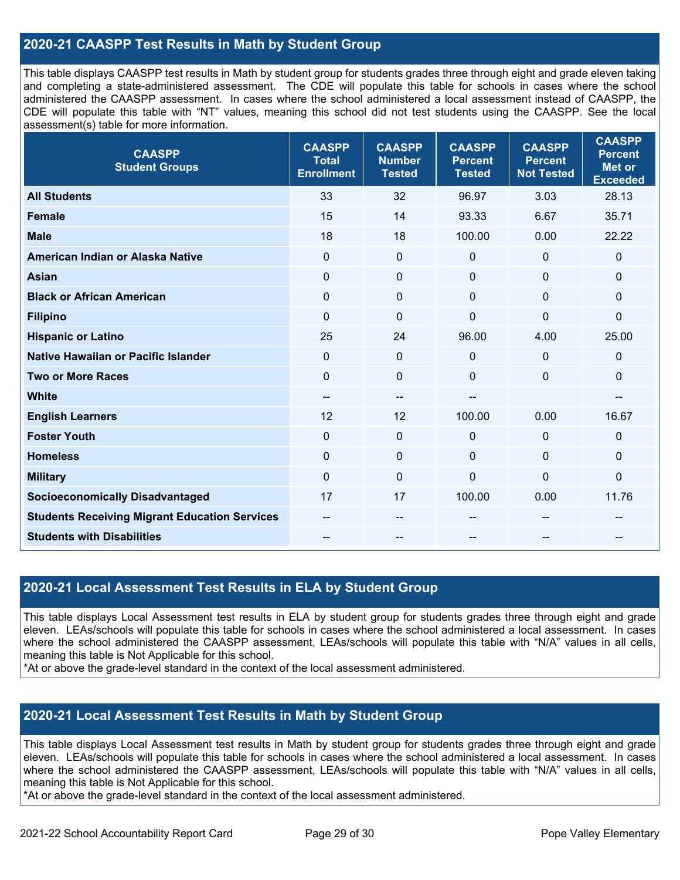## 2020-21 CAASPP Test Results in Math by Student Group

This table displays CAASPP test results in Math by student group for students grades three through eight and grade eleven taking and completing a state-administered assessment. The CDE will populate this table for schools in cases where the school administered the CAASPP assessment. In cases where the school administered a local assessment instead of CAASPP, the CDE will populate this table with "NT" values, meaning this school did not test students using the CAASPP. See the local assessment(s) table for more information.

| CAASPP Student Groups | CAASPP Total Enrollment | CAASPP Number Tested | CAASPP Percent Tested | CAASPP Percent Not Tested | CAASPP Percent Met or Exceeded |
|---|---|---|---|---|---|
| **All Students** | 33 | 32 | 96.97 | 3.03 | 28.13 |
| **Female** | 15 | 14 | 93.33 | 6.67 | 35.71 |
| **Male** | 18 | 18 | 100.00 | 0.00 | 22.22 |
| **American Indian or Alaska Native** | 0 | 0 | 0 | 0 | 0 |
| **Asian** | 0 | 0 | 0 | 0 | 0 |
| **Black or African American** | 0 | 0 | 0 | 0 | 0 |
| **Filipino** | 0 | 0 | 0 | 0 | 0 |
| **Hispanic or Latino** | 25 | 24 | 96.00 | 4.00 | 25.00 |
| **Native Hawaiian or Pacific Islander** | 0 | 0 | 0 | 0 | 0 |
| **Two or More Races** | 0 | 0 | 0 | 0 | 0 |
| **White** | -- | -- | -- | | -- |
| **English Learners** | 12 | 12 | 100.00 | 0.00 | 16.67 |
| **Foster Youth** | 0 | 0 | 0 | 0 | 0 |
| **Homeless** | 0 | 0 | 0 | 0 | 0 |
| **Military** | 0 | 0 | 0 | 0 | 0 |
| **Socioeconomically Disadvantaged** | 17 | 17 | 100.00 | 0.00 | 11.76 |
| **Students Receiving Migrant Education Services** | -- | -- | -- | -- | -- |
| **Students with Disabilities** | -- | -- | -- | -- | -- |

## 2020-21 Local Assessment Test Results in ELA by Student Group

This table displays Local Assessment test results in ELA by student group for students grades three through eight and grade eleven. LEAs/schools will populate this table for schools in cases where the school administered a local assessment. In cases where the school administered the CAASPP assessment, LEAs/schools will populate this table with "N/A" values in all cells, meaning this table is Not Applicable for this school.

*At or above the grade-level standard in the context of the local assessment administered.

## 2020-21 Local Assessment Test Results in Math by Student Group

This table displays Local Assessment test results in Math by student group for students grades three through eight and grade eleven. LEAs/schools will populate this table for schools in cases where the school administered a local assessment. In cases where the school administered the CAASPP assessment, LEAs/schools will populate this table with "N/A" values in all cells, meaning this table is Not Applicable for this school.

*At or above the grade-level standard in the context of the local assessment administered.